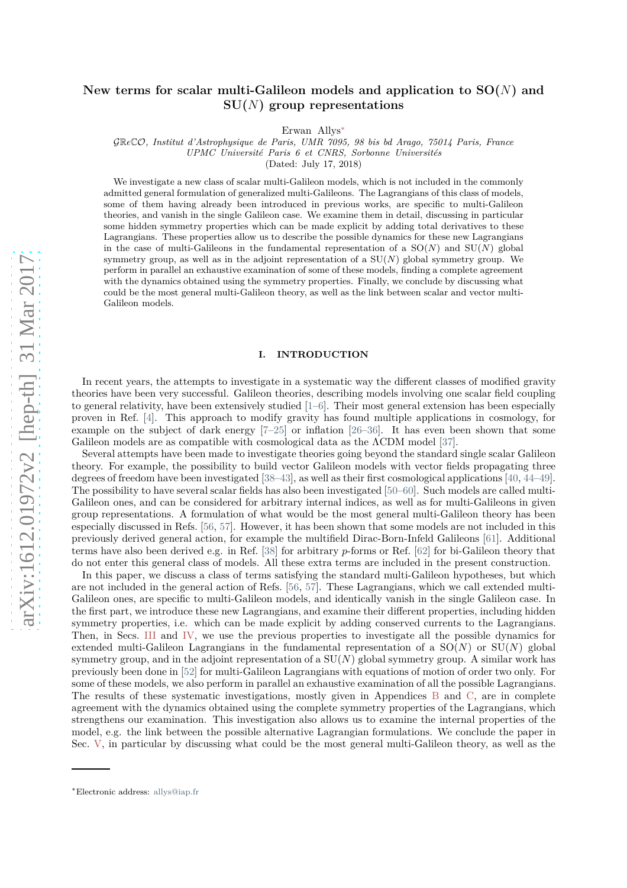# New terms for scalar multi-Galileon models and application to SO($N$) and SU($N$) group representations

Erwan Allys[*]

*GReCO, Institut d'Astrophysique de Paris, UMR 7095, 98 bis bd Arago, 75014 Paris, France*
*UPMC Université Paris 6 et CNRS, Sorbonne Universités*
(Dated: July 17, 2018)

We investigate a new class of scalar multi-Galileon models, which is not included in the commonly admitted general formulation of generalized multi-Galileons. The Lagrangians of this class of models, some of them having already been introduced in previous works, are specific to multi-Galileon theories, and vanish in the single Galileon case. We examine them in detail, discussing in particular some hidden symmetry properties which can be made explicit by adding total derivatives to these Lagrangians. These properties allow us to describe the possible dynamics for these new Lagrangians in the case of multi-Galileons in the fundamental representation of a SO($N$) and SU($N$) global symmetry group, as well as in the adjoint representation of a SU($N$) global symmetry group. We perform in parallel an exhaustive examination of some of these models, finding a complete agreement with the dynamics obtained using the symmetry properties. Finally, we conclude by discussing what could be the most general multi-Galileon theory, as well as the link between scalar and vector multi-Galileon models.

## I. INTRODUCTION

In recent years, the attempts to investigate in a systematic way the different classes of modified gravity theories have been very successful. Galileon theories, describing models involving one scalar field coupling to general relativity, have been extensively studied [1–6]. Their most general extension has been especially proven in Ref. [4]. This approach to modify gravity has found multiple applications in cosmology, for example on the subject of dark energy [7–25] or inflation [26–36]. It has even been shown that some Galileon models are as compatible with cosmological data as the ΛCDM model [37].

Several attempts have been made to investigate theories going beyond the standard single scalar Galileon theory. For example, the possibility to build vector Galileon models with vector fields propagating three degrees of freedom have been investigated [38–43], as well as their first cosmological applications [40, 44–49]. The possibility to have several scalar fields has also been investigated [50–60]. Such models are called multi-Galileon ones, and can be considered for arbitrary internal indices, as well as for multi-Galileons in given group representations. A formulation of what would be the most general multi-Galileon theory has been especially discussed in Refs. [56, 57]. However, it has been shown that some models are not included in this previously derived general action, for example the multifield Dirac-Born-Infeld Galileons [61]. Additional terms have also been derived e.g. in Ref. [38] for arbitrary $p$-forms or Ref. [62] for bi-Galileon theory that do not enter this general class of models. All these extra terms are included in the present construction.

In this paper, we discuss a class of terms satisfying the standard multi-Galileon hypotheses, but which are not included in the general action of Refs. [56, 57]. These Lagrangians, which we call extended multi-Galileon ones, are specific to multi-Galileon models, and identically vanish in the single Galileon case. In the first part, we introduce these new Lagrangians, and examine their different properties, including hidden symmetry properties, i.e. which can be made explicit by adding conserved currents to the Lagrangians. Then, in Secs. III and IV, we use the previous properties to investigate all the possible dynamics for extended multi-Galileon Lagrangians in the fundamental representation of a SO($N$) or SU($N$) global symmetry group, and in the adjoint representation of a SU($N$) global symmetry group. A similar work has previously been done in [52] for multi-Galileon Lagrangians with equations of motion of order two only. For some of these models, we also perform in parallel an exhaustive examination of all the possible Lagrangians. The results of these systematic investigations, mostly given in Appendices B and C, are in complete agreement with the dynamics obtained using the complete symmetry properties of the Lagrangians, which strengthens our examination. This investigation also allows us to examine the internal properties of the model, e.g. the link between the possible alternative Lagrangian formulations. We conclude the paper in Sec. V, in particular by discussing what could be the most general multi-Galileon theory, as well as the

---

[*] Electronic address: allys@iap.fr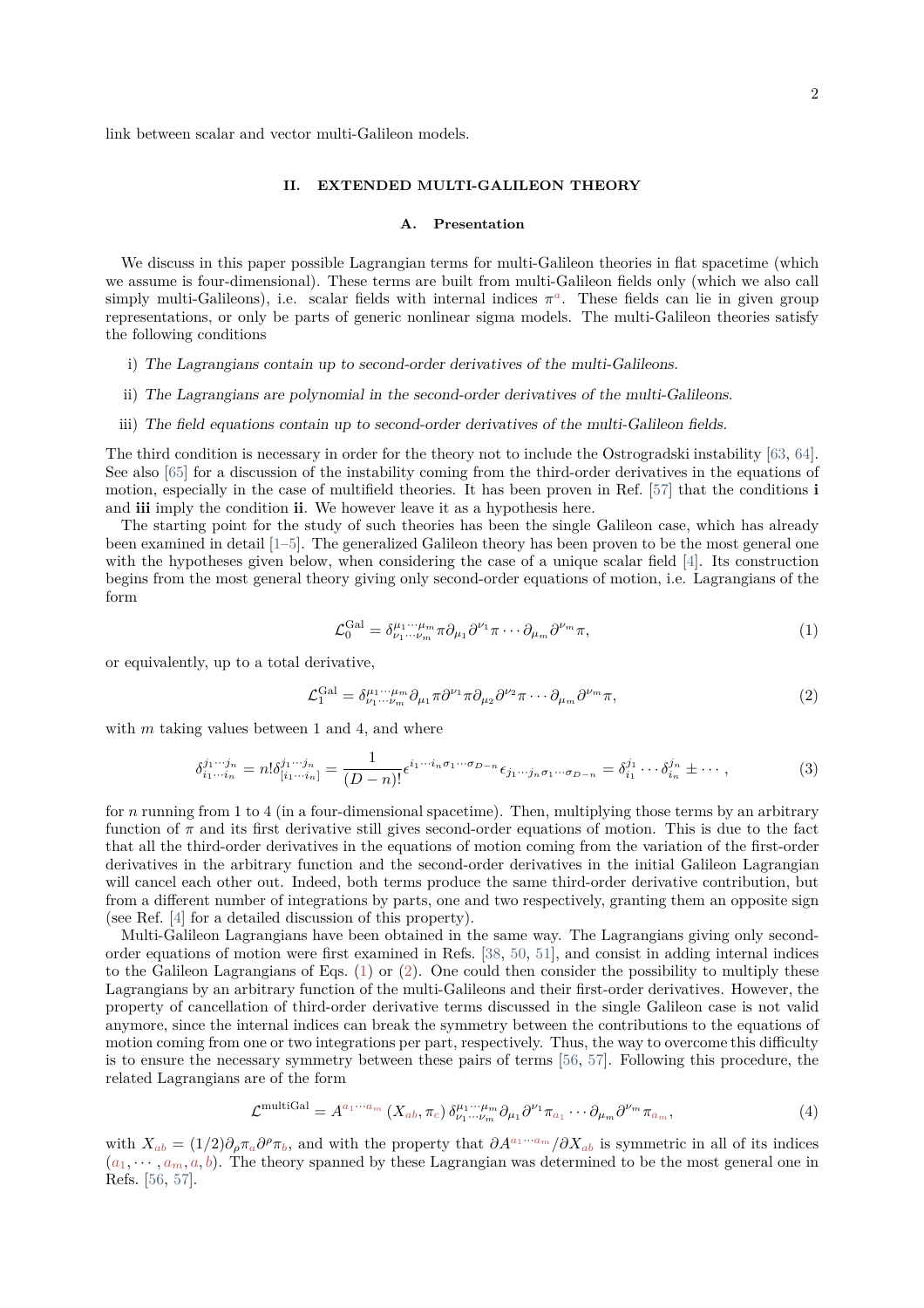link between scalar and vector multi-Galileon models.

## II. EXTENDED MULTI-GALILEON THEORY

### A. Presentation

We discuss in this paper possible Lagrangian terms for multi-Galileon theories in flat spacetime (which we assume is four-dimensional). These terms are built from multi-Galileon fields only (which we also call simply multi-Galileons), i.e. scalar fields with internal indices $\pi^a$. These fields can lie in given group representations, or only be parts of generic nonlinear sigma models. The multi-Galileon theories satisfy the following conditions

i) *The Lagrangians contain up to second-order derivatives of the multi-Galileons.*

ii) *The Lagrangians are polynomial in the second-order derivatives of the multi-Galileons.*

iii) *The field equations contain up to second-order derivatives of the multi-Galileon fields.*

The third condition is necessary in order for the theory not to include the Ostrogradski instability [63, 64]. See also [65] for a discussion of the instability coming from the third-order derivatives in the equations of motion, especially in the case of multifield theories. It has been proven in Ref. [57] that the conditions **i** and **iii** imply the condition **ii**. We however leave it as a hypothesis here.

The starting point for the study of such theories has been the single Galileon case, which has already been examined in detail [1–5]. The generalized Galileon theory has been proven to be the most general one with the hypotheses given below, when considering the case of a unique scalar field [4]. Its construction begins from the most general theory giving only second-order equations of motion, i.e. Lagrangians of the form

$$\mathcal{L}_0^{\rm Gal} = \delta^{\mu_1\cdots\mu_m}_{\nu_1\cdots\nu_m}\pi\partial_{\mu_1}\partial^{\nu_1}\pi\cdots\partial_{\mu_m}\partial^{\nu_m}\pi, \tag{1}$$

or equivalently, up to a total derivative,

$$\mathcal{L}_1^{\rm Gal} = \delta^{\mu_1\cdots\mu_m}_{\nu_1\cdots\nu_m}\partial_{\mu_1}\pi\partial^{\nu_1}\pi\partial_{\mu_2}\partial^{\nu_2}\pi\cdots\partial_{\mu_m}\partial^{\nu_m}\pi, \tag{2}$$

with $m$ taking values between 1 and 4, and where

$$\delta^{j_1\cdots j_n}_{i_1\cdots i_n} = n!\delta^{j_1\cdots j_n}_{[i_1\cdots i_n]} = \frac{1}{(D-n)!}\epsilon^{i_1\cdots i_n\sigma_1\cdots\sigma_{D-n}}\epsilon_{j_1\cdots j_n\sigma_1\cdots\sigma_{D-n}} = \delta^{j_1}_{i_1}\cdots\delta^{j_n}_{i_n}\pm\cdots, \tag{3}$$

for $n$ running from 1 to 4 (in a four-dimensional spacetime). Then, multiplying those terms by an arbitrary function of $\pi$ and its first derivative still gives second-order equations of motion. This is due to the fact that all the third-order derivatives in the equations of motion coming from the variation of the first-order derivatives in the arbitrary function and the second-order derivatives in the initial Galileon Lagrangian will cancel each other out. Indeed, both terms produce the same third-order derivative contribution, but from a different number of integrations by parts, one and two respectively, granting them an opposite sign (see Ref. [4] for a detailed discussion of this property).

Multi-Galileon Lagrangians have been obtained in the same way. The Lagrangians giving only second-order equations of motion were first examined in Refs. [38, 50, 51], and consist in adding internal indices to the Galileon Lagrangians of Eqs. (1) or (2). One could then consider the possibility to multiply these Lagrangians by an arbitrary function of the multi-Galileons and their first-order derivatives. However, the property of cancellation of third-order derivative terms discussed in the single Galileon case is not valid anymore, since the internal indices can break the symmetry between the contributions to the equations of motion coming from one or two integrations per part, respectively. Thus, the way to overcome this difficulty is to ensure the necessary symmetry between these pairs of terms [56, 57]. Following this procedure, the related Lagrangians are of the form

$$\mathcal{L}^{\rm multiGal} = A^{a_1\cdots a_m}\left(X_{ab},\pi_c\right)\delta^{\mu_1\cdots\mu_m}_{\nu_1\cdots\nu_m}\partial_{\mu_1}\partial^{\nu_1}\pi_{a_1}\cdots\partial_{\mu_m}\partial^{\nu_m}\pi_{a_m}, \tag{4}$$

with $X_{ab} = (1/2)\partial_\rho\pi_a\partial^\rho\pi_b$, and with the property that $\partial A^{a_1\cdots a_m}/\partial X_{ab}$ is symmetric in all of its indices $(a_1,\cdots,a_m,a,b)$. The theory spanned by these Lagrangian was determined to be the most general one in Refs. [56, 57].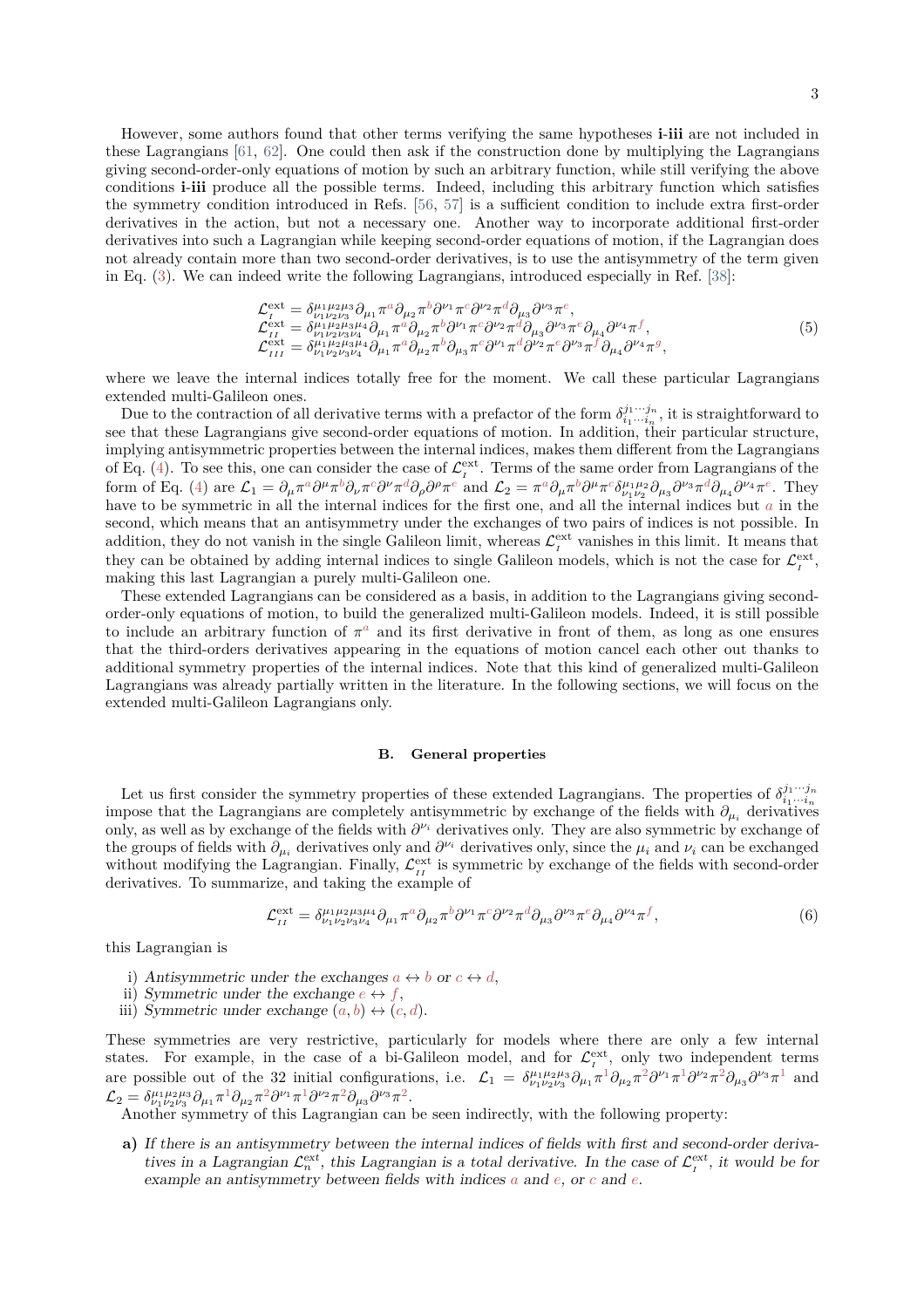However, some authors found that other terms verifying the same hypotheses **i-iii** are not included in these Lagrangians [61, 62]. One could then ask if the construction done by multiplying the Lagrangians giving second-order-only equations of motion by such an arbitrary function, while still verifying the above conditions **i-iii** produce all the possible terms. Indeed, including this arbitrary function which satisfies the symmetry condition introduced in Refs. [56, 57] is a sufficient condition to include extra first-order derivatives in the action, but not a necessary one. Another way to incorporate additional first-order derivatives into such a Lagrangian while keeping second-order equations of motion, if the Lagrangian does not already contain more than two second-order derivatives, is to use the antisymmetry of the term given in Eq. (3). We can indeed write the following Lagrangians, introduced especially in Ref. [38]:

$$
\begin{aligned}
\mathcal{L}_{I}^{\rm ext} &= \delta^{\mu_1\mu_2\mu_3}_{\nu_1\nu_2\nu_3}\partial_{\mu_1}\pi^a\partial_{\mu_2}\pi^b\partial^{\nu_1}\pi^c\partial^{\nu_2}\pi^d\partial_{\mu_3}\partial^{\nu_3}\pi^e,\\
\mathcal{L}_{II}^{\rm ext} &= \delta^{\mu_1\mu_2\mu_3\mu_4}_{\nu_1\nu_2\nu_3\nu_4}\partial_{\mu_1}\pi^a\partial_{\mu_2}\pi^b\partial^{\nu_1}\pi^c\partial^{\nu_2}\pi^d\partial_{\mu_3}\partial^{\nu_3}\pi^e\partial_{\mu_4}\partial^{\nu_4}\pi^f,\\
\mathcal{L}_{III}^{\rm ext} &= \delta^{\mu_1\mu_2\mu_3\mu_4}_{\nu_1\nu_2\nu_3\nu_4}\partial_{\mu_1}\pi^a\partial_{\mu_2}\pi^b\partial_{\mu_3}\pi^c\partial^{\nu_1}\pi^d\partial^{\nu_2}\pi^e\partial^{\nu_3}\pi^f\partial_{\mu_4}\partial^{\nu_4}\pi^g,
\end{aligned}
\tag{5}
$$

where we leave the internal indices totally free for the moment. We call these particular Lagrangians extended multi-Galileon ones.

Due to the contraction of all derivative terms with a prefactor of the form $\delta^{j_1\cdots j_n}_{i_1\cdots i_n}$, it is straightforward to see that these Lagrangians give second-order equations of motion. In addition, their particular structure, implying antisymmetric properties between the internal indices, makes them different from the Lagrangians of Eq. (4). To see this, one can consider the case of $\mathcal{L}_{I}^{\rm ext}$. Terms of the same order from Lagrangians of the form of Eq. (4) are $\mathcal{L}_1 = \partial_\mu\pi^a\partial^\mu\pi^b\partial_\nu\pi^c\partial^\nu\pi^d\partial_\rho\partial^\rho\pi^e$ and $\mathcal{L}_2 = \pi^a\partial_\mu\pi^b\partial^\mu\pi^c\delta^{\mu_1\mu_2}_{\nu_1\nu_2}\partial_{\mu_3}\partial^{\nu_3}\pi^d\partial_{\mu_4}\partial^{\nu_4}\pi^e$. They have to be symmetric in all the internal indices for the first one, and all the internal indices but $a$ in the second, which means that an antisymmetry under the exchanges of two pairs of indices is not possible. In addition, they do not vanish in the single Galileon limit, whereas $\mathcal{L}_{I}^{\rm ext}$ vanishes in this limit. It means that they can be obtained by adding internal indices to single Galileon models, which is not the case for $\mathcal{L}_{I}^{\rm ext}$, making this last Lagrangian a purely multi-Galileon one.

These extended Lagrangians can be considered as a basis, in addition to the Lagrangians giving second-order-only equations of motion, to build the generalized multi-Galileon models. Indeed, it is still possible to include an arbitrary function of $\pi^a$ and its first derivative in front of them, as long as one ensures that the third-orders derivatives appearing in the equations of motion cancel each other out thanks to additional symmetry properties of the internal indices. Note that this kind of generalized multi-Galileon Lagrangians was already partially written in the literature. In the following sections, we will focus on the extended multi-Galileon Lagrangians only.

### B. General properties

Let us first consider the symmetry properties of these extended Lagrangians. The properties of $\delta^{j_1\cdots j_n}_{i_1\cdots i_n}$ impose that the Lagrangians are completely antisymmetric by exchange of the fields with $\partial_{\mu_i}$ derivatives only, as well as by exchange of the fields with $\partial^{\nu_i}$ derivatives only. They are also symmetric by exchange of the groups of fields with $\partial_{\mu_i}$ derivatives only and $\partial^{\nu_i}$ derivatives only, since the $\mu_i$ and $\nu_i$ can be exchanged without modifying the Lagrangian. Finally, $\mathcal{L}_{II}^{\rm ext}$ is symmetric by exchange of the fields with second-order derivatives. To summarize, and taking the example of

$$
\mathcal{L}_{II}^{\rm ext} = \delta^{\mu_1\mu_2\mu_3\mu_4}_{\nu_1\nu_2\nu_3\nu_4}\partial_{\mu_1}\pi^a\partial_{\mu_2}\pi^b\partial^{\nu_1}\pi^c\partial^{\nu_2}\pi^d\partial_{\mu_3}\partial^{\nu_3}\pi^e\partial_{\mu_4}\partial^{\nu_4}\pi^f,
\tag{6}
$$

this Lagrangian is

i) *Antisymmetric under the exchanges* $a \leftrightarrow b$ *or* $c \leftrightarrow d$,
ii) *Symmetric under the exchange* $e \leftrightarrow f$,
iii) *Symmetric under exchange* $(a, b) \leftrightarrow (c, d)$.

These symmetries are very restrictive, particularly for models where there are only a few internal states. For example, in the case of a bi-Galileon model, and for $\mathcal{L}_{I}^{\rm ext}$, only two independent terms are possible out of the 32 initial configurations, i.e. $\mathcal{L}_1 = \delta^{\mu_1\mu_2\mu_3}_{\nu_1\nu_2\nu_3}\partial_{\mu_1}\pi^1\partial_{\mu_2}\pi^2\partial^{\nu_1}\pi^1\partial^{\nu_2}\pi^2\partial_{\mu_3}\partial^{\nu_3}\pi^1$ and $\mathcal{L}_2 = \delta^{\mu_1\mu_2\mu_3}_{\nu_1\nu_2\nu_3}\partial_{\mu_1}\pi^1\partial_{\mu_2}\pi^2\partial^{\nu_1}\pi^1\partial^{\nu_2}\pi^2\partial_{\mu_3}\partial^{\nu_3}\pi^2$.

Another symmetry of this Lagrangian can be seen indirectly, with the following property:

**a)** *If there is an antisymmetry between the internal indices of fields with first and second-order derivatives in a Lagrangian* $\mathcal{L}_n^{\rm ext}$*, this Lagrangian is a total derivative. In the case of* $\mathcal{L}_{I}^{\rm ext}$*, it would be for example an antisymmetry between fields with indices* $a$ *and* $e$*, or* $c$ *and* $e$*.*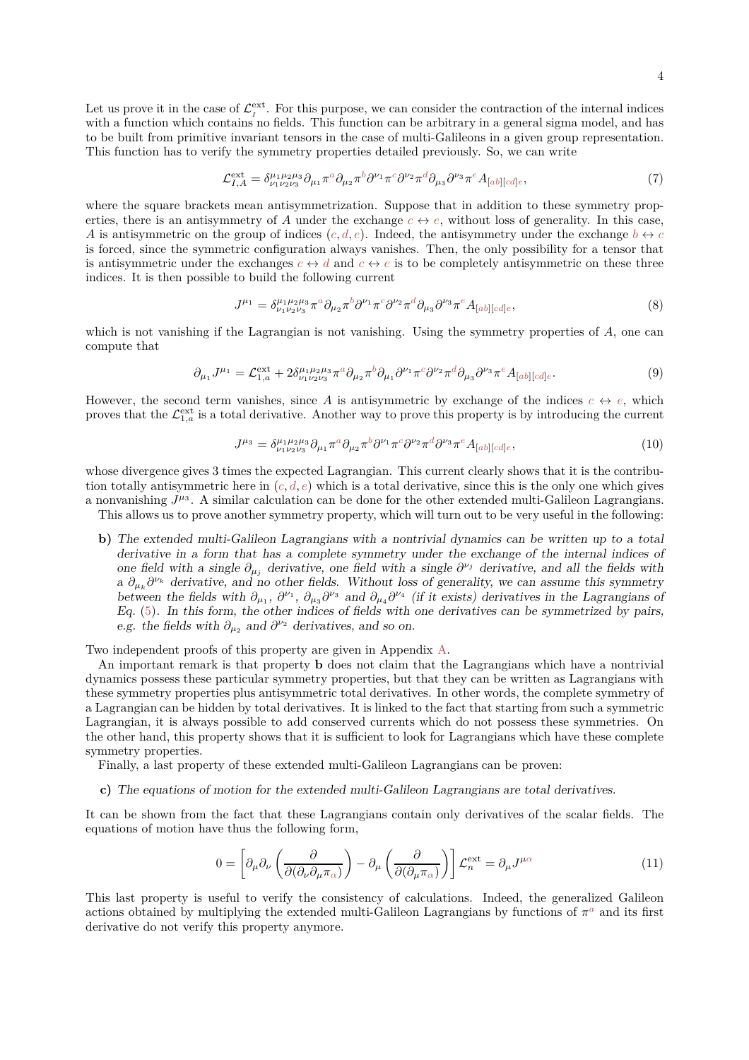Let us prove it in the case of $\mathcal{L}_I^{\text{ext}}$. For this purpose, we can consider the contraction of the internal indices with a function which contains no fields. This function can be arbitrary in a general sigma model, and has to be built from primitive invariant tensors in the case of multi-Galileons in a given group representation. This function has to verify the symmetry properties detailed previously. So, we can write

$$\mathcal{L}_{I,A}^{\text{ext}} = \delta^{\mu_1\mu_2\mu_3}_{\nu_1\nu_2\nu_3}\partial_{\mu_1}\pi^a\partial_{\mu_2}\pi^b\partial^{\nu_1}\pi^c\partial^{\nu_2}\pi^d\partial_{\mu_3}\partial^{\nu_3}\pi^e A_{[ab][cd]e}, \tag{7}$$

where the square brackets mean antisymmetrization. Suppose that in addition to these symmetry properties, there is an antisymmetry of $A$ under the exchange $c \leftrightarrow e$, without loss of generality. In this case, $A$ is antisymmetric on the group of indices $(c, d, e)$. Indeed, the antisymmetry under the exchange $b \leftrightarrow c$ is forced, since the symmetric configuration always vanishes. Then, the only possibility for a tensor that is antisymmetric under the exchanges $c \leftrightarrow d$ and $c \leftrightarrow e$ is to be completely antisymmetric on these three indices. It is then possible to build the following current

$$J^{\mu_1} = \delta^{\mu_1\mu_2\mu_3}_{\nu_1\nu_2\nu_3}\pi^a\partial_{\mu_2}\pi^b\partial^{\nu_1}\pi^c\partial^{\nu_2}\pi^d\partial_{\mu_3}\partial^{\nu_3}\pi^e A_{[ab][cd]e}, \tag{8}$$

which is not vanishing if the Lagrangian is not vanishing. Using the symmetry properties of $A$, one can compute that

$$\partial_{\mu_1}J^{\mu_1} = \mathcal{L}_{1,a}^{\text{ext}} + 2\delta^{\mu_1\mu_2\mu_3}_{\nu_1\nu_2\nu_3}\pi^a\partial_{\mu_2}\pi^b\partial_{\mu_1}\partial^{\nu_1}\pi^c\partial^{\nu_2}\pi^d\partial_{\mu_3}\partial^{\nu_3}\pi^e A_{[ab][cd]e}. \tag{9}$$

However, the second term vanishes, since $A$ is antisymmetric by exchange of the indices $c \leftrightarrow e$, which proves that the $\mathcal{L}_{1,a}^{\text{ext}}$ is a total derivative. Another way to prove this property is by introducing the current

$$J^{\mu_3} = \delta^{\mu_1\mu_2\mu_3}_{\nu_1\nu_2\nu_3}\partial_{\mu_1}\pi^a\partial_{\mu_2}\pi^b\partial^{\nu_1}\pi^c\partial^{\nu_2}\pi^d\partial^{\nu_3}\pi^e A_{[ab][cd]e}, \tag{10}$$

whose divergence gives 3 times the expected Lagrangian. This current clearly shows that it is the contribution totally antisymmetric here in $(c, d, e)$ which is a total derivative, since this is the only one which gives a nonvanishing $J^{\mu_3}$. A similar calculation can be done for the other extended multi-Galileon Lagrangians.

This allows us to prove another symmetry property, which will turn out to be very useful in the following:

**b)** *The extended multi-Galileon Lagrangians with a nontrivial dynamics can be written up to a total derivative in a form that has a complete symmetry under the exchange of the internal indices of one field with a single $\partial_{\mu_j}$ derivative, one field with a single $\partial^{\nu_j}$ derivative, and all the fields with a $\partial_{\mu_k}\partial^{\nu_k}$ derivative, and no other fields. Without loss of generality, we can assume this symmetry between the fields with $\partial_{\mu_1}$, $\partial^{\nu_1}$, $\partial_{\mu_3}\partial^{\nu_3}$ and $\partial_{\mu_4}\partial^{\nu_4}$ (if it exists) derivatives in the Lagrangians of Eq. (5). In this form, the other indices of fields with one derivatives can be symmetrized by pairs, e.g. the fields with $\partial_{\mu_2}$ and $\partial^{\nu_2}$ derivatives, and so on.*

Two independent proofs of this property are given in Appendix A.

An important remark is that property **b** does not claim that the Lagrangians which have a nontrivial dynamics possess these particular symmetry properties, but that they can be written as Lagrangians with these symmetry properties plus antisymmetric total derivatives. In other words, the complete symmetry of a Lagrangian can be hidden by total derivatives. It is linked to the fact that starting from such a symmetric Lagrangian, it is always possible to add conserved currents which do not possess these symmetries. On the other hand, this property shows that it is sufficient to look for Lagrangians which have these complete symmetry properties.

Finally, a last property of these extended multi-Galileon Lagrangians can be proven:

**c)** *The equations of motion for the extended multi-Galileon Lagrangians are total derivatives.*

It can be shown from the fact that these Lagrangians contain only derivatives of the scalar fields. The equations of motion have thus the following form,

$$0 = \left[\partial_\mu\partial_\nu\left(\frac{\partial}{\partial(\partial_\nu\partial_\mu\pi_\alpha)}\right) - \partial_\mu\left(\frac{\partial}{\partial(\partial_\mu\pi_\alpha)}\right)\right]\mathcal{L}_n^{\text{ext}} = \partial_\mu J^{\mu\alpha} \tag{11}$$

This last property is useful to verify the consistency of calculations. Indeed, the generalized Galileon actions obtained by multiplying the extended multi-Galileon Lagrangians by functions of $\pi^a$ and its first derivative do not verify this property anymore.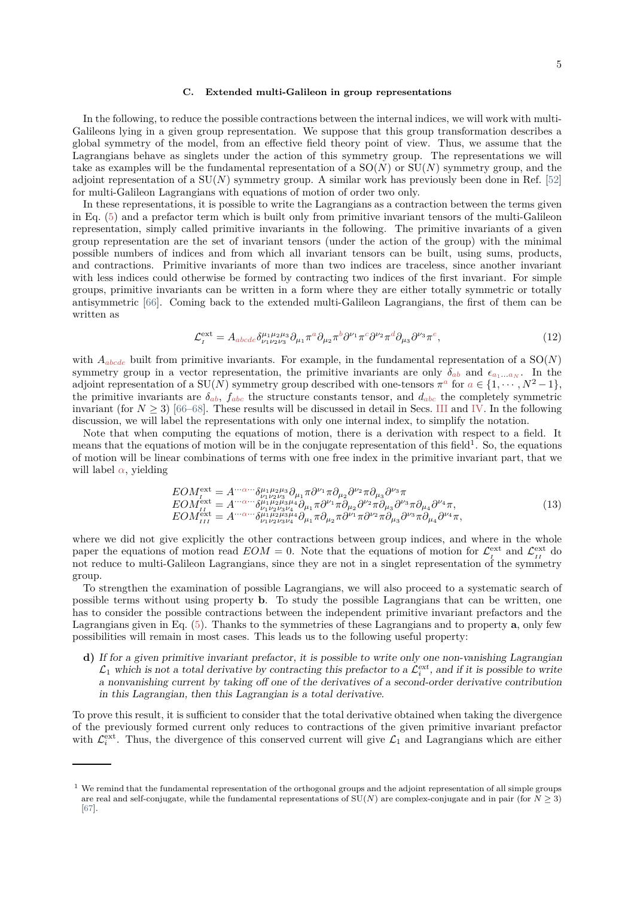### C. Extended multi-Galileon in group representations

In the following, to reduce the possible contractions between the internal indices, we will work with multi-Galileons lying in a given group representation. We suppose that this group transformation describes a global symmetry of the model, from an effective field theory point of view. Thus, we assume that the Lagrangians behave as singlets under the action of this symmetry group. The representations we will take as examples will be the fundamental representation of a SO($N$) or SU($N$) symmetry group, and the adjoint representation of a SU($N$) symmetry group. A similar work has previously been done in Ref. [52] for multi-Galileon Lagrangians with equations of motion of order two only.

In these representations, it is possible to write the Lagrangians as a contraction between the terms given in Eq. (5) and a prefactor term which is built only from primitive invariant tensors of the multi-Galileon representation, simply called primitive invariants in the following. The primitive invariants of a given group representation are the set of invariant tensors (under the action of the group) with the minimal possible numbers of indices and from which all invariant tensors can be built, using sums, products, and contractions. Primitive invariants of more than two indices are traceless, since another invariant with less indices could otherwise be formed by contracting two indices of the first invariant. For simple groups, primitive invariants can be written in a form where they are either totally symmetric or totally antisymmetric [66]. Coming back to the extended multi-Galileon Lagrangians, the first of them can be written as

$$\mathcal{L}_{I}^{\rm ext} = A_{abcde}\delta^{\mu_1\mu_2\mu_3}_{\nu_1\nu_2\nu_3}\partial_{\mu_1}\pi^a\partial_{\mu_2}\pi^b\partial^{\nu_1}\pi^c\partial^{\nu_2}\pi^d\partial_{\mu_3}\partial^{\nu_3}\pi^e, \tag{12}$$

with $A_{abcde}$ built from primitive invariants. For example, in the fundamental representation of a SO($N$) symmetry group in a vector representation, the primitive invariants are only $\delta_{ab}$ and $\epsilon_{a_1\ldots a_N}$. In the adjoint representation of a SU($N$) symmetry group described with one-tensors $\pi^a$ for $a \in \{1, \cdots, N^2-1\}$, the primitive invariants are $\delta_{ab}$, $f_{abc}$ the structure constants tensor, and $d_{abc}$ the completely symmetric invariant (for $N \geq 3$) [66–68]. These results will be discussed in detail in Secs. III and IV. In the following discussion, we will label the representations with only one internal index, to simplify the notation.

Note that when computing the equations of motion, there is a derivation with respect to a field. It means that the equations of motion will be in the conjugate representation of this field[1]. So, the equations of motion will be linear combinations of terms with one free index in the primitive invariant part, that we will label $\alpha$, yielding

$$\begin{aligned}
EOM_{I}^{\rm ext} &= A^{\cdots\alpha\cdots}\delta^{\mu_1\mu_2\mu_3}_{\nu_1\nu_2\nu_3}\partial_{\mu_1}\pi\partial^{\nu_1}\pi\partial_{\mu_2}\partial^{\nu_2}\pi\partial_{\mu_3}\partial^{\nu_3}\pi\\
EOM_{II}^{\rm ext} &= A^{\cdots\alpha\cdots}\delta^{\mu_1\mu_2\mu_3\mu_4}_{\nu_1\nu_2\nu_3\nu_4}\partial_{\mu_1}\pi\partial^{\nu_1}\pi\partial_{\mu_2}\partial^{\nu_2}\pi\partial_{\mu_3}\partial^{\nu_3}\pi\partial_{\mu_4}\partial^{\nu_4}\pi,\\
EOM_{III}^{\rm ext} &= A^{\cdots\alpha\cdots}\delta^{\mu_1\mu_2\mu_3\mu_4}_{\nu_1\nu_2\nu_3\nu_4}\partial_{\mu_1}\pi\partial_{\mu_2}\pi\partial^{\nu_1}\pi\partial^{\nu_2}\pi\partial_{\mu_3}\partial^{\nu_3}\pi\partial_{\mu_4}\partial^{\nu_4}\pi,
\end{aligned} \tag{13}$$

where we did not give explicitly the other contractions between group indices, and where in the whole paper the equations of motion read $EOM = 0$. Note that the equations of motion for $\mathcal{L}_{I}^{\rm ext}$ and $\mathcal{L}_{II}^{\rm ext}$ do not reduce to multi-Galileon Lagrangians, since they are not in a singlet representation of the symmetry group.

To strengthen the examination of possible Lagrangians, we will also proceed to a systematic search of possible terms without using property **b**. To study the possible Lagrangians that can be written, one has to consider the possible contractions between the independent primitive invariant prefactors and the Lagrangians given in Eq. (5). Thanks to the symmetries of these Lagrangians and to property **a**, only few possibilities will remain in most cases. This leads us to the following useful property:

**d)** *If for a given primitive invariant prefactor, it is possible to write only one non-vanishing Lagrangian $\mathcal{L}_1$ which is not a total derivative by contracting this prefactor to a $\mathcal{L}_i^{\rm ext}$, and if it is possible to write a nonvanishing current by taking off one of the derivatives of a second-order derivative contribution in this Lagrangian, then this Lagrangian is a total derivative.*

To prove this result, it is sufficient to consider that the total derivative obtained when taking the divergence of the previously formed current only reduces to contractions of the given primitive invariant prefactor with $\mathcal{L}_i^{\rm ext}$. Thus, the divergence of this conserved current will give $\mathcal{L}_1$ and Lagrangians which are either

---

[1] We remind that the fundamental representation of the orthogonal groups and the adjoint representation of all simple groups are real and self-conjugate, while the fundamental representations of SU($N$) are complex-conjugate and in pair (for $N \geq 3$) [67].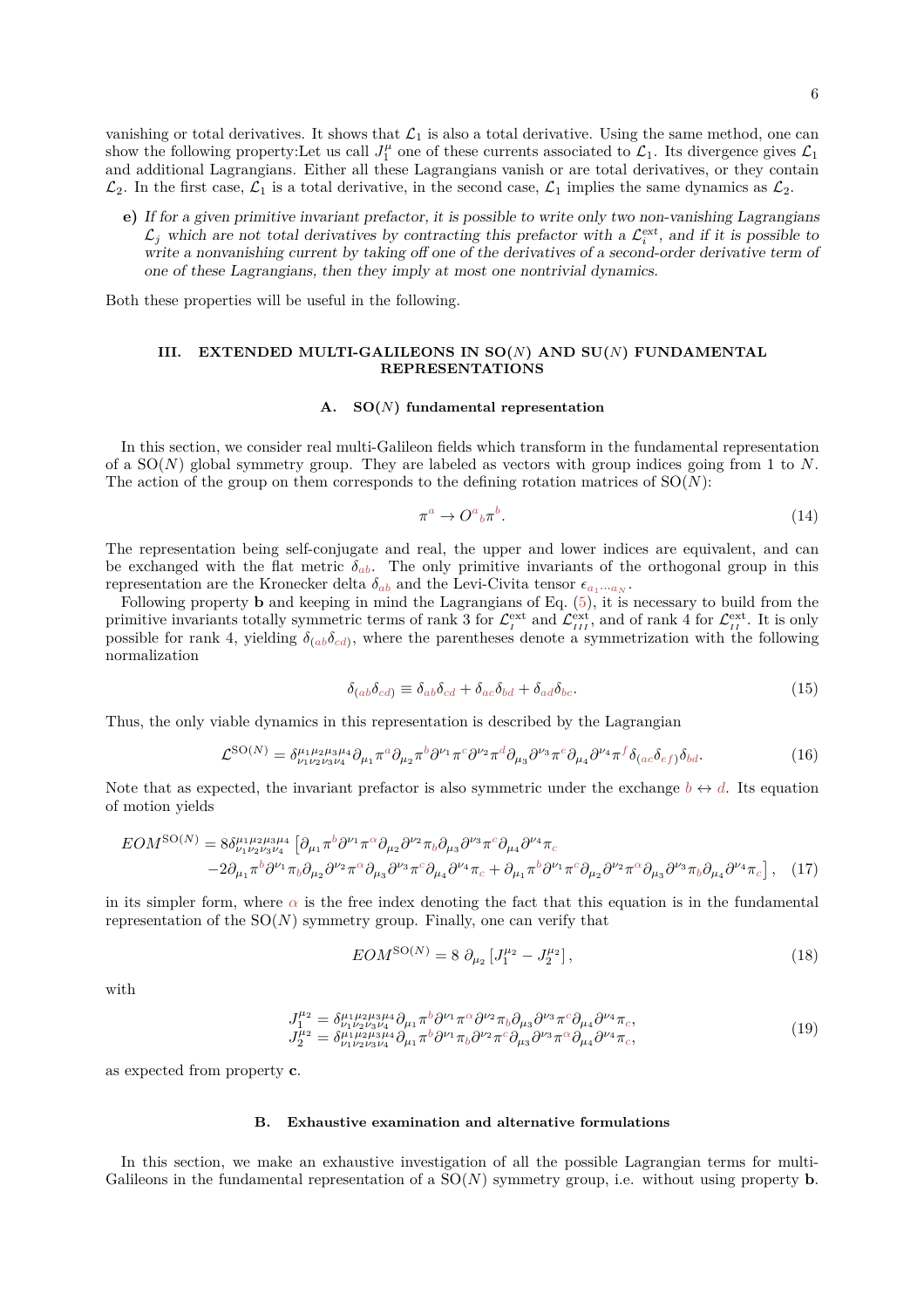vanishing or total derivatives. It shows that $\mathcal{L}_1$ is also a total derivative. Using the same method, one can show the following property:Let us call $J_1^\mu$ one of these currents associated to $\mathcal{L}_1$. Its divergence gives $\mathcal{L}_1$ and additional Lagrangians. Either all these Lagrangians vanish or are total derivatives, or they contain $\mathcal{L}_2$. In the first case, $\mathcal{L}_1$ is a total derivative, in the second case, $\mathcal{L}_1$ implies the same dynamics as $\mathcal{L}_2$.

**e)** *If for a given primitive invariant prefactor, it is possible to write only two non-vanishing Lagrangians $\mathcal{L}_j$ which are not total derivatives by contracting this prefactor with a $\mathcal{L}_i^{\rm ext}$, and if it is possible to write a nonvanishing current by taking off one of the derivatives of a second-order derivative term of one of these Lagrangians, then they imply at most one nontrivial dynamics.*

Both these properties will be useful in the following.

## III. EXTENDED MULTI-GALILEONS IN SO($N$) AND SU($N$) FUNDAMENTAL REPRESENTATIONS

### A. SO($N$) fundamental representation

In this section, we consider real multi-Galileon fields which transform in the fundamental representation of a SO($N$) global symmetry group. They are labeled as vectors with group indices going from 1 to $N$. The action of the group on them corresponds to the defining rotation matrices of SO($N$):

$$\pi^a \to O^a{}_b \pi^b. \tag{14}$$

The representation being self-conjugate and real, the upper and lower indices are equivalent, and can be exchanged with the flat metric $\delta_{ab}$. The only primitive invariants of the orthogonal group in this representation are the Kronecker delta $\delta_{ab}$ and the Levi-Civita tensor $\epsilon_{a_1 \cdots a_N}$.

Following property **b** and keeping in mind the Lagrangians of Eq. (5), it is necessary to build from the primitive invariants totally symmetric terms of rank 3 for $\mathcal{L}_I^{\rm ext}$ and $\mathcal{L}_{III}^{\rm ext}$, and of rank 4 for $\mathcal{L}_{II}^{\rm ext}$. It is only possible for rank 4, yielding $\delta_{(ab}\delta_{cd)}$, where the parentheses denote a symmetrization with the following normalization

$$\delta_{(ab}\delta_{cd)} \equiv \delta_{ab}\delta_{cd} + \delta_{ac}\delta_{bd} + \delta_{ad}\delta_{bc}. \tag{15}$$

Thus, the only viable dynamics in this representation is described by the Lagrangian

$$\mathcal{L}^{{\rm SO}(N)} = \delta^{\mu_1\mu_2\mu_3\mu_4}_{\nu_1\nu_2\nu_3\nu_4} \partial_{\mu_1}\pi^a \partial_{\mu_2}\pi^b \partial^{\nu_1}\pi^c \partial^{\nu_2}\pi^d \partial_{\mu_3}\partial^{\nu_3}\pi^e \partial_{\mu_4}\partial^{\nu_4}\pi^f \delta_{(ac}\delta_{ef)}\delta_{bd}. \tag{16}$$

Note that as expected, the invariant prefactor is also symmetric under the exchange $b \leftrightarrow d$. Its equation of motion yields

$$\begin{aligned} EOM^{{\rm SO}(N)} = 8\delta^{\mu_1\mu_2\mu_3\mu_4}_{\nu_1\nu_2\nu_3\nu_4} \big[&\partial_{\mu_1}\pi^b \partial^{\nu_1}\pi^\alpha \partial_{\mu_2}\partial^{\nu_2}\pi_b \partial_{\mu_3}\partial^{\nu_3}\pi^c \partial_{\mu_4}\partial^{\nu_4}\pi_c \\ &-2\partial_{\mu_1}\pi^b \partial^{\nu_1}\pi_b \partial_{\mu_2}\partial^{\nu_2}\pi^\alpha \partial_{\mu_3}\partial^{\nu_3}\pi^c \partial_{\mu_4}\partial^{\nu_4}\pi_c + \partial_{\mu_1}\pi^b \partial^{\nu_1}\pi^c \partial_{\mu_2}\partial^{\nu_2}\pi^\alpha \partial_{\mu_3}\partial^{\nu_3}\pi_b \partial_{\mu_4}\partial^{\nu_4}\pi_c\big], \end{aligned} \tag{17}$$

in its simpler form, where $\alpha$ is the free index denoting the fact that this equation is in the fundamental representation of the SO($N$) symmetry group. Finally, one can verify that

$$EOM^{{\rm SO}(N)} = 8 \; \partial_{\mu_2}\left[J_1^{\mu_2} - J_2^{\mu_2}\right], \tag{18}$$

with

$$\begin{aligned} J_1^{\mu_2} &= \delta^{\mu_1\mu_2\mu_3\mu_4}_{\nu_1\nu_2\nu_3\nu_4} \partial_{\mu_1}\pi^b \partial^{\nu_1}\pi^\alpha \partial^{\nu_2}\pi_b \partial_{\mu_3}\partial^{\nu_3}\pi^c \partial_{\mu_4}\partial^{\nu_4}\pi_c, \\ J_2^{\mu_2} &= \delta^{\mu_1\mu_2\mu_3\mu_4}_{\nu_1\nu_2\nu_3\nu_4} \partial_{\mu_1}\pi^b \partial^{\nu_1}\pi_b \partial^{\nu_2}\pi^c \partial_{\mu_3}\partial^{\nu_3}\pi^\alpha \partial_{\mu_4}\partial^{\nu_4}\pi_c, \end{aligned} \tag{19}$$

as expected from property **c**.

### B. Exhaustive examination and alternative formulations

In this section, we make an exhaustive investigation of all the possible Lagrangian terms for multi-Galileons in the fundamental representation of a SO($N$) symmetry group, i.e. without using property **b**.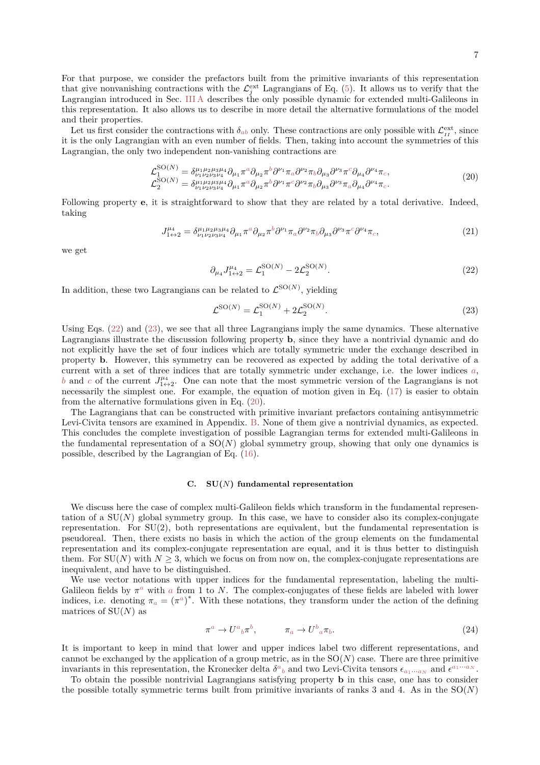For that purpose, we consider the prefactors built from the primitive invariants of this representation that give nonvanishing contractions with the $\mathcal{L}_j^{\text{ext}}$ Lagrangians of Eq. (5). It allows us to verify that the Lagrangian introduced in Sec. III A describes the only possible dynamic for extended multi-Galileons in this representation. It also allows us to describe in more detail the alternative formulations of the model and their properties.

Let us first consider the contractions with $\delta_{ab}$ only. These contractions are only possible with $\mathcal{L}_{II}^{\text{ext}}$, since it is the only Lagrangian with an even number of fields. Then, taking into account the symmetries of this Lagrangian, the only two independent non-vanishing contractions are

$$
\begin{aligned}
\mathcal{L}_1^{\text{SO}(N)} &= \delta^{\mu_1\mu_2\mu_3\mu_4}_{\nu_1\nu_2\nu_3\nu_4}\partial_{\mu_1}\pi^a\partial_{\mu_2}\pi^b\partial^{\nu_1}\pi_a\partial^{\nu_2}\pi_b\partial_{\mu_3}\partial^{\nu_3}\pi^c\partial_{\mu_4}\partial^{\nu_4}\pi_c,\\
\mathcal{L}_2^{\text{SO}(N)} &= \delta^{\mu_1\mu_2\mu_3\mu_4}_{\nu_1\nu_2\nu_3\nu_4}\partial_{\mu_1}\pi^a\partial_{\mu_2}\pi^b\partial^{\nu_1}\pi^c\partial^{\nu_2}\pi_b\partial_{\mu_3}\partial^{\nu_3}\pi_a\partial_{\mu_4}\partial^{\nu_4}\pi_c.
\end{aligned}
\tag{20}
$$

Following property **e**, it is straightforward to show that they are related by a total derivative. Indeed, taking

$$
J^{\mu_4}_{1\leftrightarrow 2} = \delta^{\mu_1\mu_2\mu_3\mu_4}_{\nu_1\nu_2\nu_3\nu_4}\partial_{\mu_1}\pi^a\partial_{\mu_2}\pi^b\partial^{\nu_1}\pi_a\partial^{\nu_2}\pi_b\partial_{\mu_3}\partial^{\nu_3}\pi^c\partial^{\nu_4}\pi_c,
\tag{21}
$$

we get

$$
\partial_{\mu_4}J^{\mu_4}_{1\leftrightarrow 2} = \mathcal{L}_1^{\text{SO}(N)} - 2\mathcal{L}_2^{\text{SO}(N)}.
\tag{22}
$$

In addition, these two Lagrangians can be related to $\mathcal{L}^{\text{SO}(N)}$, yielding

$$
\mathcal{L}^{\text{SO}(N)} = \mathcal{L}_1^{\text{SO}(N)} + 2\mathcal{L}_2^{\text{SO}(N)}.
\tag{23}
$$

Using Eqs. (22) and (23), we see that all three Lagrangians imply the same dynamics. These alternative Lagrangians illustrate the discussion following property **b**, since they have a nontrivial dynamic and do not explicitly have the set of four indices which are totally symmetric under the exchange described in property **b**. However, this symmetry can be recovered as expected by adding the total derivative of a current with a set of three indices that are totally symmetric under exchange, i.e. the lower indices $a$, $b$ and $c$ of the current $J^{\mu_4}_{1\leftrightarrow 2}$. One can note that the most symmetric version of the Lagrangians is not necessarily the simplest one. For example, the equation of motion given in Eq. (17) is easier to obtain from the alternative formulations given in Eq. (20).

The Lagrangians that can be constructed with primitive invariant prefactors containing antisymmetric Levi-Civita tensors are examined in Appendix. B. None of them give a nontrivial dynamics, as expected. This concludes the complete investigation of possible Lagrangian terms for extended multi-Galileons in the fundamental representation of a SO($N$) global symmetry group, showing that only one dynamics is possible, described by the Lagrangian of Eq. (16).

### C. SU($N$) fundamental representation

We discuss here the case of complex multi-Galileon fields which transform in the fundamental representation of a SU($N$) global symmetry group. In this case, we have to consider also its complex-conjugate representation. For SU(2), both representations are equivalent, but the fundamental representation is pseudoreal. Then, there exists no basis in which the action of the group elements on the fundamental representation and its complex-conjugate representation are equal, and it is thus better to distinguish them. For SU($N$) with $N \geq 3$, which we focus on from now on, the complex-conjugate representations are inequivalent, and have to be distinguished.

We use vector notations with upper indices for the fundamental representation, labeling the multi-Galileon fields by $\pi^a$ with $a$ from 1 to $N$. The complex-conjugates of these fields are labeled with lower indices, i.e. denoting $\pi_a = (\pi^a)^*$. With these notations, they transform under the action of the defining matrices of SU($N$) as

$$
\pi^a \to U^a{}_b\pi^b, \qquad \pi_a \to U^b{}_a\pi_b.
\tag{24}
$$

It is important to keep in mind that lower and upper indices label two different representations, and cannot be exchanged by the application of a group metric, as in the SO($N$) case. There are three primitive invariants in this representation, the Kronecker delta $\delta^a{}_b$ and two Levi-Civita tensors $\epsilon_{a_1\cdots a_N}$ and $\epsilon^{a_1\cdots a_N}$.

To obtain the possible nontrivial Lagrangians satisfying property **b** in this case, one has to consider the possible totally symmetric terms built from primitive invariants of ranks 3 and 4. As in the SO($N$)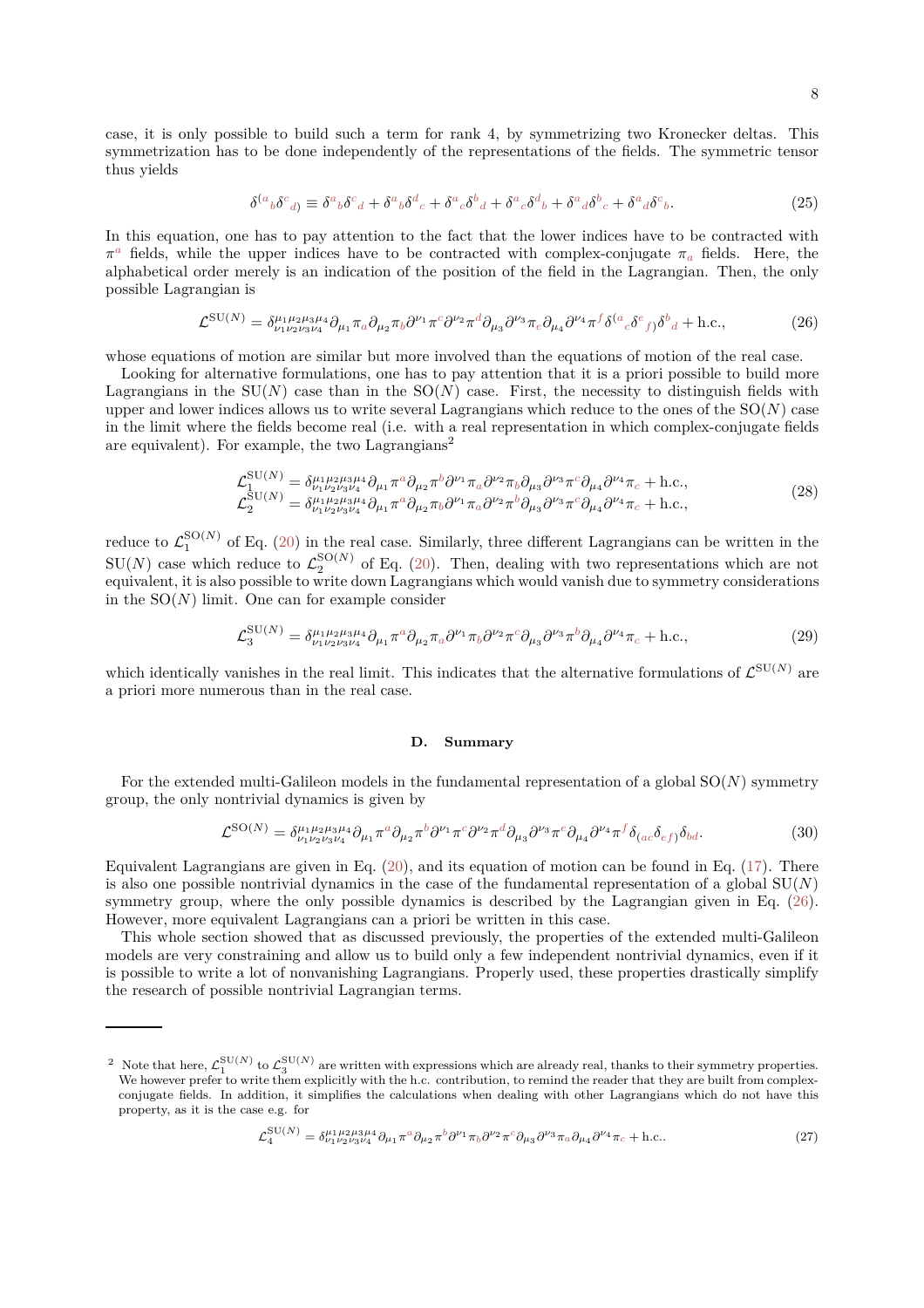case, it is only possible to build such a term for rank 4, by symmetrizing two Kronecker deltas. This symmetrization has to be done independently of the representations of the fields. The symmetric tensor thus yields

$$\delta^{(a}{}_{b}\delta^{c}{}_{d)} \equiv \delta^{a}{}_{b}\delta^{c}{}_{d} + \delta^{a}{}_{b}\delta^{d}{}_{c} + \delta^{a}{}_{c}\delta^{b}{}_{d} + \delta^{a}{}_{c}\delta^{d}{}_{b} + \delta^{a}{}_{d}\delta^{b}{}_{c} + \delta^{a}{}_{d}\delta^{c}{}_{b}. \tag{25}$$

In this equation, one has to pay attention to the fact that the lower indices have to be contracted with $\pi^a$ fields, while the upper indices have to be contracted with complex-conjugate $\pi_a$ fields. Here, the alphabetical order merely is an indication of the position of the field in the Lagrangian. Then, the only possible Lagrangian is

$$\mathcal{L}^{\mathrm{SU}(N)} = \delta^{\mu_1\mu_2\mu_3\mu_4}_{\nu_1\nu_2\nu_3\nu_4}\partial_{\mu_1}\pi_a\partial_{\mu_2}\pi_b\partial^{\nu_1}\pi^c\partial^{\nu_2}\pi^d\partial_{\mu_3}\partial^{\nu_3}\pi_e\partial_{\mu_4}\partial^{\nu_4}\pi^f\delta^{(a}{}_{c}\delta^{e}{}_{f)}\delta^{b}{}_{d} + \text{h.c.}, \tag{26}$$

whose equations of motion are similar but more involved than the equations of motion of the real case.

Looking for alternative formulations, one has to pay attention that it is a priori possible to build more Lagrangians in the $\mathrm{SU}(N)$ case than in the $\mathrm{SO}(N)$ case. First, the necessity to distinguish fields with upper and lower indices allows us to write several Lagrangians which reduce to the ones of the $\mathrm{SO}(N)$ case in the limit where the fields become real (i.e. with a real representation in which complex-conjugate fields are equivalent). For example, the two Lagrangians[2]

$$\begin{aligned}
\mathcal{L}_1^{\mathrm{SU}(N)} &= \delta^{\mu_1\mu_2\mu_3\mu_4}_{\nu_1\nu_2\nu_3\nu_4}\partial_{\mu_1}\pi^a\partial_{\mu_2}\pi^b\partial^{\nu_1}\pi_a\partial^{\nu_2}\pi_b\partial_{\mu_3}\partial^{\nu_3}\pi^c\partial_{\mu_4}\partial^{\nu_4}\pi_c + \text{h.c.},\\
\mathcal{L}_2^{\mathrm{SU}(N)} &= \delta^{\mu_1\mu_2\mu_3\mu_4}_{\nu_1\nu_2\nu_3\nu_4}\partial_{\mu_1}\pi^a\partial_{\mu_2}\pi_b\partial^{\nu_1}\pi_a\partial^{\nu_2}\pi^b\partial_{\mu_3}\partial^{\nu_3}\pi^c\partial_{\mu_4}\partial^{\nu_4}\pi_c + \text{h.c.},
\end{aligned} \tag{28}$$

reduce to $\mathcal{L}_1^{\mathrm{SO}(N)}$ of Eq. (20) in the real case. Similarly, three different Lagrangians can be written in the $\mathrm{SU}(N)$ case which reduce to $\mathcal{L}_2^{\mathrm{SO}(N)}$ of Eq. (20). Then, dealing with two representations which are not equivalent, it is also possible to write down Lagrangians which would vanish due to symmetry considerations in the $\mathrm{SO}(N)$ limit. One can for example consider

$$\mathcal{L}_3^{\mathrm{SU}(N)} = \delta^{\mu_1\mu_2\mu_3\mu_4}_{\nu_1\nu_2\nu_3\nu_4}\partial_{\mu_1}\pi^a\partial_{\mu_2}\pi_a\partial^{\nu_1}\pi_b\partial^{\nu_2}\pi^c\partial_{\mu_3}\partial^{\nu_3}\pi^b\partial_{\mu_4}\partial^{\nu_4}\pi_c + \text{h.c.}, \tag{29}$$

which identically vanishes in the real limit. This indicates that the alternative formulations of $\mathcal{L}^{\mathrm{SU}(N)}$ are a priori more numerous than in the real case.

### D. Summary

For the extended multi-Galileon models in the fundamental representation of a global $\mathrm{SO}(N)$ symmetry group, the only nontrivial dynamics is given by

$$\mathcal{L}^{\mathrm{SO}(N)} = \delta^{\mu_1\mu_2\mu_3\mu_4}_{\nu_1\nu_2\nu_3\nu_4}\partial_{\mu_1}\pi^a\partial_{\mu_2}\pi^b\partial^{\nu_1}\pi^c\partial^{\nu_2}\pi^d\partial_{\mu_3}\partial^{\nu_3}\pi^e\partial_{\mu_4}\partial^{\nu_4}\pi^f\delta_{(ac}\delta_{ef)}\delta_{bd}. \tag{30}$$

Equivalent Lagrangians are given in Eq. (20), and its equation of motion can be found in Eq. (17). There is also one possible nontrivial dynamics in the case of the fundamental representation of a global $\mathrm{SU}(N)$ symmetry group, where the only possible dynamics is described by the Lagrangian given in Eq. (26). However, more equivalent Lagrangians can a priori be written in this case.

This whole section showed that as discussed previously, the properties of the extended multi-Galileon models are very constraining and allow us to build only a few independent nontrivial dynamics, even if it is possible to write a lot of nonvanishing Lagrangians. Properly used, these properties drastically simplify the research of possible nontrivial Lagrangian terms.

---

[2] Note that here, $\mathcal{L}_1^{\mathrm{SU}(N)}$ to $\mathcal{L}_3^{\mathrm{SU}(N)}$ are written with expressions which are already real, thanks to their symmetry properties. We however prefer to write them explicitly with the h.c. contribution, to remind the reader that they are built from complex-conjugate fields. In addition, it simplifies the calculations when dealing with other Lagrangians which do not have this property, as it is the case e.g. for

$$\mathcal{L}_4^{\mathrm{SU}(N)} = \delta^{\mu_1\mu_2\mu_3\mu_4}_{\nu_1\nu_2\nu_3\nu_4}\partial_{\mu_1}\pi^a\partial_{\mu_2}\pi^b\partial^{\nu_1}\pi_b\partial^{\nu_2}\pi^c\partial_{\mu_3}\partial^{\nu_3}\pi_a\partial_{\mu_4}\partial^{\nu_4}\pi_c + \text{h.c.}. \tag{27}$$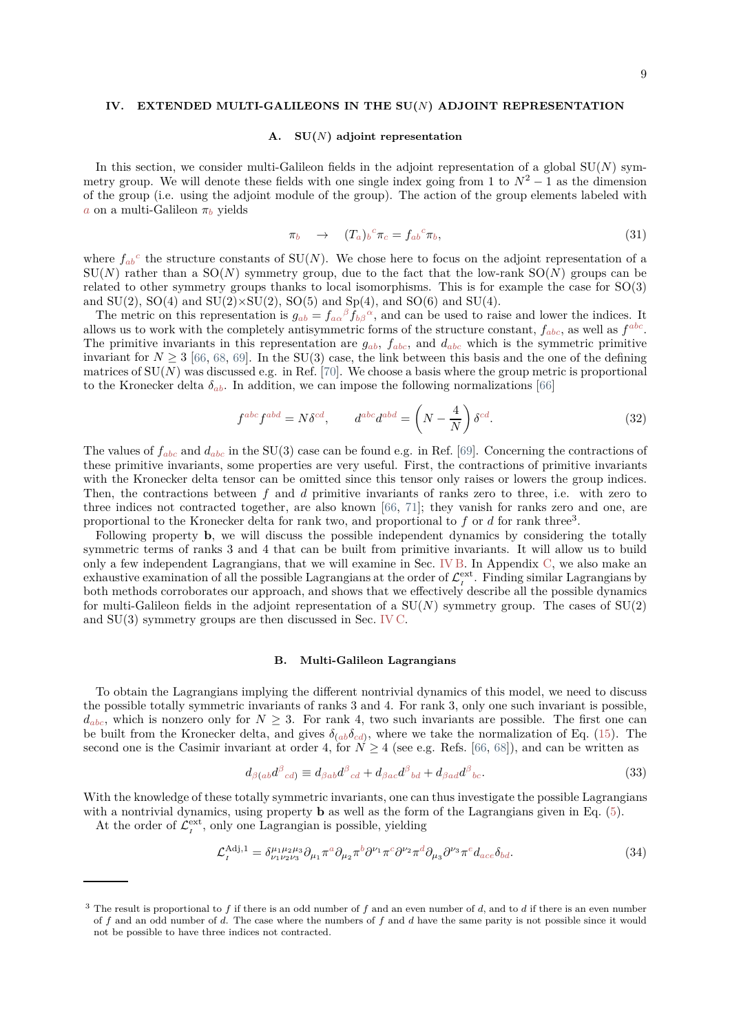## IV. EXTENDED MULTI-GALILEONS IN THE SU($N$) ADJOINT REPRESENTATION

### A. SU($N$) adjoint representation

In this section, we consider multi-Galileon fields in the adjoint representation of a global SU($N$) symmetry group. We will denote these fields with one single index going from 1 to $N^2-1$ as the dimension of the group (i.e. using the adjoint module of the group). The action of the group elements labeled with $a$ on a multi-Galileon $\pi_b$ yields

$$\pi_b \quad \rightarrow \quad (T_a)_b{}^c \pi_c = f_{ab}{}^c \pi_b, \tag{31}$$

where $f_{ab}{}^c$ the structure constants of SU($N$). We chose here to focus on the adjoint representation of a SU($N$) rather than a SO($N$) symmetry group, due to the fact that the low-rank SO($N$) groups can be related to other symmetry groups thanks to local isomorphisms. This is for example the case for SO(3) and SU(2), SO(4) and SU(2)×SU(2), SO(5) and Sp(4), and SO(6) and SU(4).

The metric on this representation is $g_{ab} = f_{a\alpha}{}^\beta f_{b\beta}{}^\alpha$, and can be used to raise and lower the indices. It allows us to work with the completely antisymmetric forms of the structure constant, $f_{abc}$, as well as $f^{abc}$. The primitive invariants in this representation are $g_{ab}$, $f_{abc}$, and $d_{abc}$ which is the symmetric primitive invariant for $N \geq 3$ [66, 68, 69]. In the SU(3) case, the link between this basis and the one of the defining matrices of SU($N$) was discussed e.g. in Ref. [70]. We choose a basis where the group metric is proportional to the Kronecker delta $\delta_{ab}$. In addition, we can impose the following normalizations [66]

$$f^{abc} f^{abd} = N \delta^{cd}, \qquad d^{abc} d^{abd} = \left(N - \frac{4}{N}\right) \delta^{cd}. \tag{32}$$

The values of $f_{abc}$ and $d_{abc}$ in the SU(3) case can be found e.g. in Ref. [69]. Concerning the contractions of these primitive invariants, some properties are very useful. First, the contractions of primitive invariants with the Kronecker delta tensor can be omitted since this tensor only raises or lowers the group indices. Then, the contractions between $f$ and $d$ primitive invariants of ranks zero to three, i.e. with zero to three indices not contracted together, are also known [66, 71]; they vanish for ranks zero and one, are proportional to the Kronecker delta for rank two, and proportional to $f$ or $d$ for rank three[3].

Following property **b**, we will discuss the possible independent dynamics by considering the totally symmetric terms of ranks 3 and 4 that can be built from primitive invariants. It will allow us to build only a few independent Lagrangians, that we will examine in Sec. IV B. In Appendix C, we also make an exhaustive examination of all the possible Lagrangians at the order of $\mathcal{L}_I^{\text{ext}}$. Finding similar Lagrangians by both methods corroborates our approach, and shows that we effectively describe all the possible dynamics for multi-Galileon fields in the adjoint representation of a SU($N$) symmetry group. The cases of SU(2) and SU(3) symmetry groups are then discussed in Sec. IV C.

### B. Multi-Galileon Lagrangians

To obtain the Lagrangians implying the different nontrivial dynamics of this model, we need to discuss the possible totally symmetric invariants of ranks 3 and 4. For rank 3, only one such invariant is possible, $d_{abc}$, which is nonzero only for $N \geq 3$. For rank 4, two such invariants are possible. The first one can be built from the Kronecker delta, and gives $\delta_{(ab}\delta_{cd)}$, where we take the normalization of Eq. (15). The second one is the Casimir invariant at order 4, for $N \geq 4$ (see e.g. Refs. [66, 68]), and can be written as

$$d_{\beta(ab} d^\beta{}_{cd)} \equiv d_{\beta ab} d^\beta{}_{cd} + d_{\beta ac} d^\beta{}_{bd} + d_{\beta ad} d^\beta{}_{bc}. \tag{33}$$

With the knowledge of these totally symmetric invariants, one can thus investigate the possible Lagrangians with a nontrivial dynamics, using property **b** as well as the form of the Lagrangians given in Eq. (5).

At the order of $\mathcal{L}_I^{\text{ext}}$, only one Lagrangian is possible, yielding

$$\mathcal{L}_I^{\text{Adj},1} = \delta^{\mu_1\mu_2\mu_3}_{\nu_1\nu_2\nu_3} \partial_{\mu_1}\pi^a \partial_{\mu_2}\pi^b \partial^{\nu_1}\pi^c \partial^{\nu_2}\pi^d \partial_{\mu_3}\partial^{\nu_3}\pi^e d_{ace}\delta_{bd}. \tag{34}$$

---

[3] The result is proportional to $f$ if there is an odd number of $f$ and an even number of $d$, and to $d$ if there is an even number of $f$ and an odd number of $d$. The case where the numbers of $f$ and $d$ have the same parity is not possible since it would not be possible to have three indices not contracted.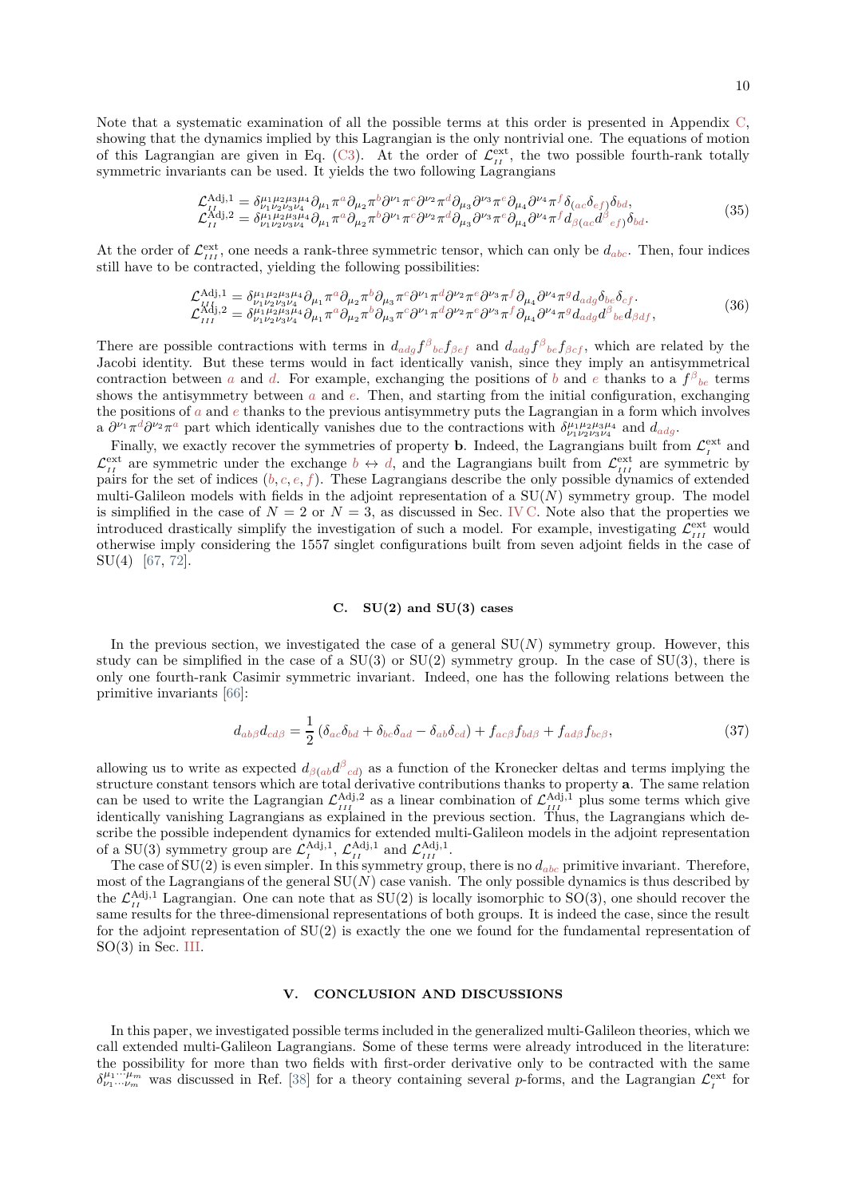Note that a systematic examination of all the possible terms at this order is presented in Appendix C, showing that the dynamics implied by this Lagrangian is the only nontrivial one. The equations of motion of this Lagrangian are given in Eq. (C3). At the order of $\mathcal{L}_{II}^{\rm ext}$, the two possible fourth-rank totally symmetric invariants can be used. It yields the two following Lagrangians

$$
\begin{aligned}
\mathcal{L}_{II}^{\rm Adj,1} &= \delta^{\mu_1\mu_2\mu_3\mu_4}_{\nu_1\nu_2\nu_3\nu_4}\partial_{\mu_1}\pi^a\partial_{\mu_2}\pi^b\partial^{\nu_1}\pi^c\partial^{\nu_2}\pi^d\partial_{\mu_3}\partial^{\nu_3}\pi^e\partial_{\mu_4}\partial^{\nu_4}\pi^f\delta_{(ac}\delta_{ef)}\delta_{bd},\\
\mathcal{L}_{II}^{\rm Adj,2} &= \delta^{\mu_1\mu_2\mu_3\mu_4}_{\nu_1\nu_2\nu_3\nu_4}\partial_{\mu_1}\pi^a\partial_{\mu_2}\pi^b\partial^{\nu_1}\pi^c\partial^{\nu_2}\pi^d\partial_{\mu_3}\partial^{\nu_3}\pi^e\partial_{\mu_4}\partial^{\nu_4}\pi^f d_{\beta(ac}d^{\beta}{}_{ef)}\delta_{bd}.
\end{aligned}
\tag{35}
$$

At the order of $\mathcal{L}_{III}^{\rm ext}$, one needs a rank-three symmetric tensor, which can only be $d_{abc}$. Then, four indices still have to be contracted, yielding the following possibilities:

$$
\begin{aligned}
\mathcal{L}_{III}^{\rm Adj,1} &= \delta^{\mu_1\mu_2\mu_3\mu_4}_{\nu_1\nu_2\nu_3\nu_4}\partial_{\mu_1}\pi^a\partial_{\mu_2}\pi^b\partial_{\mu_3}\pi^c\partial^{\nu_1}\pi^d\partial^{\nu_2}\pi^e\partial^{\nu_3}\pi^f\partial_{\mu_4}\partial^{\nu_4}\pi^g d_{adg}\delta_{be}\delta_{cf},\\
\mathcal{L}_{III}^{\rm Adj,2} &= \delta^{\mu_1\mu_2\mu_3\mu_4}_{\nu_1\nu_2\nu_3\nu_4}\partial_{\mu_1}\pi^a\partial_{\mu_2}\pi^b\partial_{\mu_3}\pi^c\partial^{\nu_1}\pi^d\partial^{\nu_2}\pi^e\partial^{\nu_3}\pi^f\partial_{\mu_4}\partial^{\nu_4}\pi^g d_{adg}d^{\beta}{}_{be}d_{\beta df},
\end{aligned}
\tag{36}
$$

There are possible contractions with terms in $d_{adg}f^{\beta}{}_{bc}f_{\beta ef}$ and $d_{adg}f^{\beta}{}_{be}f_{\beta cf}$, which are related by the Jacobi identity. But these terms would in fact identically vanish, since they imply an antisymmetrical contraction between $a$ and $d$. For example, exchanging the positions of $b$ and $e$ thanks to a $f^{\beta}{}_{be}$ terms shows the antisymmetry between $a$ and $e$. Then, and starting from the initial configuration, exchanging the positions of $a$ and $e$ thanks to the previous antisymmetry puts the Lagrangian in a form which involves a $\partial^{\nu_1}\pi^d\partial^{\nu_2}\pi^a$ part which identically vanishes due to the contractions with $\delta^{\mu_1\mu_2\mu_3\mu_4}_{\nu_1\nu_2\nu_3\nu_4}$ and $d_{adg}$.

Finally, we exactly recover the symmetries of property **b**. Indeed, the Lagrangians built from $\mathcal{L}_{I}^{\rm ext}$ and $\mathcal{L}_{II}^{\rm ext}$ are symmetric under the exchange $b \leftrightarrow d$, and the Lagrangians built from $\mathcal{L}_{III}^{\rm ext}$ are symmetric by pairs for the set of indices $(b, c, e, f)$. These Lagrangians describe the only possible dynamics of extended multi-Galileon models with fields in the adjoint representation of a SU($N$) symmetry group. The model is simplified in the case of $N = 2$ or $N = 3$, as discussed in Sec. IV C. Note also that the properties we introduced drastically simplify the investigation of such a model. For example, investigating $\mathcal{L}_{III}^{\rm ext}$ would otherwise imply considering the 1557 singlet configurations built from seven adjoint fields in the case of SU(4) [67, 72].

### C. SU(2) and SU(3) cases

In the previous section, we investigated the case of a general SU($N$) symmetry group. However, this study can be simplified in the case of a SU(3) or SU(2) symmetry group. In the case of SU(3), there is only one fourth-rank Casimir symmetric invariant. Indeed, one has the following relations between the primitive invariants [66]:

$$
d_{ab\beta}d_{cd\beta} = \frac{1}{2}\left(\delta_{ac}\delta_{bd} + \delta_{bc}\delta_{ad} - \delta_{ab}\delta_{cd}\right) + f_{ac\beta}f_{bd\beta} + f_{ad\beta}f_{bc\beta},
\tag{37}
$$

allowing us to write as expected $d_{\beta(ab}d^{\beta}{}_{cd)}$ as a function of the Kronecker deltas and terms implying the structure constant tensors which are total derivative contributions thanks to property **a**. The same relation can be used to write the Lagrangian $\mathcal{L}_{III}^{\rm Adj,2}$ as a linear combination of $\mathcal{L}_{III}^{\rm Adj,1}$ plus some terms which give identically vanishing Lagrangians as explained in the previous section. Thus, the Lagrangians which describe the possible independent dynamics for extended multi-Galileon models in the adjoint representation of a SU(3) symmetry group are $\mathcal{L}_{I}^{\rm Adj,1}$, $\mathcal{L}_{II}^{\rm Adj,1}$ and $\mathcal{L}_{III}^{\rm Adj,1}$.

The case of SU(2) is even simpler. In this symmetry group, there is no $d_{abc}$ primitive invariant. Therefore, most of the Lagrangians of the general SU($N$) case vanish. The only possible dynamics is thus described by the $\mathcal{L}_{II}^{\rm Adj,1}$ Lagrangian. One can note that as SU(2) is locally isomorphic to SO(3), one should recover the same results for the three-dimensional representations of both groups. It is indeed the case, since the result for the adjoint representation of SU(2) is exactly the one we found for the fundamental representation of SO(3) in Sec. III.

## V. CONCLUSION AND DISCUSSIONS

In this paper, we investigated possible terms included in the generalized multi-Galileon theories, which we call extended multi-Galileon Lagrangians. Some of these terms were already introduced in the literature: the possibility for more than two fields with first-order derivative only to be contracted with the same $\delta^{\mu_1\cdots\mu_m}_{\nu_1\cdots\nu_m}$ was discussed in Ref. [38] for a theory containing several $p$-forms, and the Lagrangian $\mathcal{L}_{I}^{\rm ext}$ for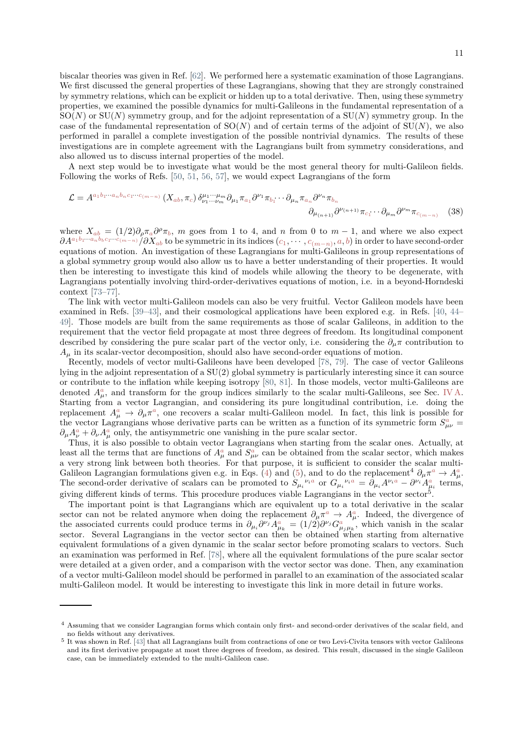biscalar theories was given in Ref. [62]. We performed here a systematic examination of those Lagrangians. We first discussed the general properties of these Lagrangians, showing that they are strongly constrained by symmetry relations, which can be explicit or hidden up to a total derivative. Then, using these symmetry properties, we examined the possible dynamics for multi-Galileons in the fundamental representation of a SO($N$) or SU($N$) symmetry group, and for the adjoint representation of a SU($N$) symmetry group. In the case of the fundamental representation of SO($N$) and of certain terms of the adjoint of SU($N$), we also performed in parallel a complete investigation of the possible nontrivial dynamics. The results of these investigations are in complete agreement with the Lagrangians built from symmetry considerations, and also allowed us to discuss internal properties of the model.

A next step would be to investigate what would be the most general theory for multi-Galileon fields. Following the works of Refs. [50, 51, 56, 57], we would expect Lagrangians of the form

$$\mathcal{L} = A^{a_1 b_1 \cdots a_n b_n c_1 \cdots c_{(m-n)}}\left(X_{ab}, \pi_c\right) \delta^{\mu_1 \cdots \mu_m}_{\nu_1 \cdots \nu_m} \partial_{\mu_1}\pi_{a_1}\partial^{\nu_1}\pi_{b_1} \cdots \partial_{\mu_n}\pi_{a_n}\partial^{\nu_n}\pi_{b_n} \partial_{\mu_{(n+1)}}\partial^{\nu_{(n+1)}}\pi_{c_1} \cdots \partial_{\mu_m}\partial^{\nu_m}\pi_{c_{(m-n)}} \tag{38}$$

where $X_{ab} = (1/2)\partial_\rho \pi_a \partial^\rho \pi_b$, $m$ goes from 1 to 4, and $n$ from 0 to $m-1$, and where we also expect $\partial A^{a_1 b_1 \cdots a_n b_b c_1 \cdots c_{(m-n)}}/\partial X_{ab}$ to be symmetric in its indices $(c_1, \cdots, c_{(m-n)}, a, b)$ in order to have second-order equations of motion. An investigation of these Lagrangians for multi-Galileons in group representations of a global symmetry group would also allow us to have a better understanding of their properties. It would then be interesting to investigate this kind of models while allowing the theory to be degenerate, with Lagrangians potentially involving third-order-derivatives equations of motion, i.e. in a beyond-Horndeski context [73–77].

The link with vector multi-Galileon models can also be very fruitful. Vector Galileon models have been examined in Refs. [39–43], and their cosmological applications have been explored e.g. in Refs. [40, 44–49]. Those models are built from the same requirements as those of scalar Galileons, in addition to the requirement that the vector field propagate at most three degrees of freedom. Its longitudinal component described by considering the pure scalar part of the vector only, i.e. considering the $\partial_\mu \pi$ contribution to $A_\mu$ in its scalar-vector decomposition, should also have second-order equations of motion.

Recently, models of vector multi-Galileons have been developed [78, 79]. The case of vector Galileons lying in the adjoint representation of a SU(2) global symmetry is particularly interesting since it can source or contribute to the inflation while keeping isotropy [80, 81]. In those models, vector multi-Galileons are denoted $A^a_\mu$, and transform for the group indices similarly to the scalar multi-Galileons, see Sec. IV A. Starting from a vector Lagrangian, and considering its pure longitudinal contribution, i.e. doing the replacement $A^a_\mu \to \partial_\mu \pi^a$, one recovers a scalar multi-Galileon model. In fact, this link is possible for the vector Lagrangians whose derivative parts can be written as a function of its symmetric form $S^a_{\mu\nu} = \partial_\mu A^a_\nu + \partial_\nu A^a_\mu$ only, the antisymmetric one vanishing in the pure scalar sector.

Thus, it is also possible to obtain vector Lagrangians when starting from the scalar ones. Actually, at least all the terms that are functions of $A^a_\mu$ and $S^a_{\mu\nu}$ can be obtained from the scalar sector, which makes a very strong link between both theories. For that purpose, it is sufficient to consider the scalar multi-Galileon Lagrangian formulations given e.g. in Eqs. (4) and (5), and to do the replacement[4] $\partial_\mu \pi^a \to A^a_\mu$. The second-order derivative of scalars can be promoted to $S_{\mu_i}{}^{\nu_i a}$ or $G_{\mu_i}{}^{\nu_i a} = \partial_{\mu_i} A^{\nu_i a} - \partial^{\nu_i} A^a_{\mu_i}$ terms, giving different kinds of terms. This procedure produces viable Lagrangians in the vector sector[5].

The important point is that Lagrangians which are equivalent up to a total derivative in the scalar sector can not be related anymore when doing the replacement $\partial_\mu \pi^a \to A^a_\mu$. Indeed, the divergence of the associated currents could produce terms in $\partial_{\mu_i}\partial^{\nu_j} A^a_{\mu_k} = (1/2)\partial^{\nu_j} G^a_{\mu_j \mu_k}$, which vanish in the scalar sector. Several Lagrangians in the vector sector can then be obtained when starting from alternative equivalent formulations of a given dynamic in the scalar sector before promoting scalars to vectors. Such an examination was performed in Ref. [78], where all the equivalent formulations of the pure scalar sector were detailed at a given order, and a comparison with the vector sector was done. Then, any examination of a vector multi-Galileon model should be performed in parallel to an examination of the associated scalar multi-Galileon model. It would be interesting to investigate this link in more detail in future works.

---

[4] Assuming that we consider Lagrangian forms which contain only first- and second-order derivatives of the scalar field, and no fields without any derivatives.

[5] It was shown in Ref. [43] that all Lagrangians built from contractions of one or two Levi-Civita tensors with vector Galileons and its first derivative propagate at most three degrees of freedom, as desired. This result, discussed in the single Galileon case, can be immediately extended to the multi-Galileon case.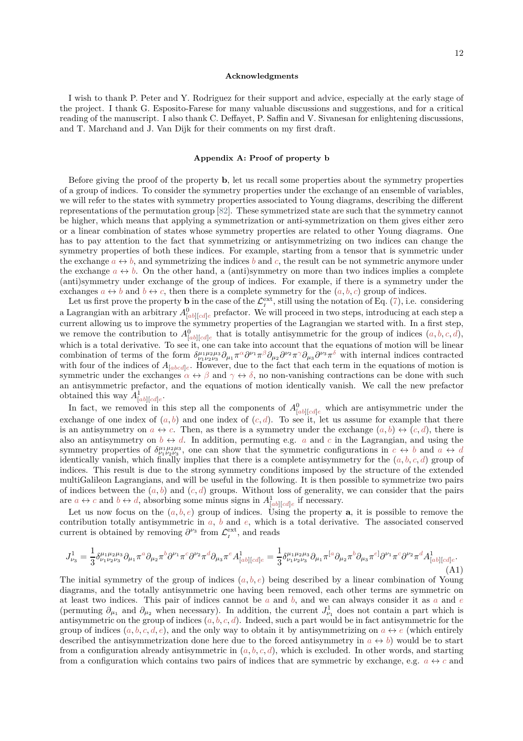### Acknowledgments

I wish to thank P. Peter and Y. Rodriguez for their support and advice, especially at the early stage of the project. I thank G. Esposito-Farese for many valuable discussions and suggestions, and for a critical reading of the manuscript. I also thank C. Deffayet, P. Saffin and V. Sivanesan for enlightening discussions, and T. Marchand and J. Van Dijk for their comments on my first draft.

### Appendix A: Proof of property b

Before giving the proof of the property **b**, let us recall some properties about the symmetry properties of a group of indices. To consider the symmetry properties under the exchange of an ensemble of variables, we will refer to the states with symmetry properties associated to Young diagrams, describing the different representations of the permutation group [82]. These symmetrized state are such that the symmetry cannot be higher, which means that applying a symmetrization or anti-symmetrization on them gives either zero or a linear combination of states whose symmetry properties are related to other Young diagrams. One has to pay attention to the fact that symmetrizing or antisymmetrizing on two indices can change the symmetry properties of both these indices. For example, starting from a tensor that is symmetric under the exchange $a \leftrightarrow b$, and symmetrizing the indices $b$ and $c$, the result can be not symmetric anymore under the exchange $a \leftrightarrow b$. On the other hand, a (anti)symmetry on more than two indices implies a complete (anti)symmetry under exchange of the group of indices. For example, if there is a symmetry under the exchanges $a \leftrightarrow b$ and $b \leftrightarrow c$, then there is a complete symmetry for the $(a, b, c)$ group of indices.

Let us first prove the property **b** in the case of the $\mathcal{L}_I^{\rm ext}$, still using the notation of Eq. (7), i.e. considering a Lagrangian with an arbitrary $A^0_{[ab][cd]e}$ prefactor. We will proceed in two steps, introducing at each step a current allowing us to improve the symmetry properties of the Lagrangian we started with. In a first step, we remove the contribution to $A^0_{[ab][cd]e}$ that is totally antisymmetric for the group of indices $(a, b, c, d)$, which is a total derivative. To see it, one can take into account that the equations of motion will be linear combination of terms of the form $\delta^{\mu_1\mu_2\mu_3}_{\nu_1\nu_2\nu_3}\partial_{\mu_1}\pi^\alpha\partial^{\nu_1}\pi^\beta\partial_{\mu_2}\partial^{\nu_2}\pi^\gamma\partial_{\mu_3}\partial^{\nu_3}\pi^\delta$ with internal indices contracted with four of the indices of $A_{[abcd]e}$. However, due to the fact that each term in the equations of motion is symmetric under the exchanges $\alpha \leftrightarrow \beta$ and $\gamma \leftrightarrow \delta$, no non-vanishing contractions can be done with such an antisymmetric prefactor, and the equations of motion identically vanish. We call the new prefactor obtained this way $A^1_{[ab][cd]e}$.

In fact, we removed in this step all the components of $A^0_{[ab][cd]e}$ which are antisymmetric under the exchange of one index of $(a, b)$ and one index of $(c, d)$. To see it, let us assume for example that there is an antisymmetry on $a \leftrightarrow c$. Then, as there is a symmetry under the exchange $(a, b) \leftrightarrow (c, d)$, there is also an antisymmetry on $b \leftrightarrow d$. In addition, permuting e.g. $a$ and $c$ in the Lagrangian, and using the symmetry properties of $\delta^{\mu_1\mu_2\mu_3}_{\nu_1\nu_2\nu_3}$, one can show that the symmetric configurations in $c \leftrightarrow b$ and $a \leftrightarrow d$ identically vanish, which finally implies that there is a complete antisymmetry for the $(a, b, c, d)$ group of indices. This result is due to the strong symmetry conditions imposed by the structure of the extended multiGalileon Lagrangians, and will be useful in the following. It is then possible to symmetrize two pairs of indices between the $(a, b)$ and $(c, d)$ groups. Without loss of generality, we can consider that the pairs are $a \leftrightarrow c$ and $b \leftrightarrow d$, absorbing some minus signs in $A^1_{[ab][cd]e}$ if necessary.

Let us now focus on the $(a, b, e)$ group of indices. Using the property **a**, it is possible to remove the contribution totally antisymmetric in $a$, $b$ and $e$, which is a total derivative. The associated conserved current is obtained by removing $\partial^{\nu_3}$ from $\mathcal{L}_I^{\rm ext}$, and reads

$$
J^1_{\nu_3} = \frac{1}{3}\delta^{\mu_1\mu_2\mu_3}_{\nu_1\nu_2\nu_3}\partial_{\mu_1}\pi^a\partial_{\mu_2}\pi^b\partial^{\nu_1}\pi^c\partial^{\nu_2}\pi^d\partial_{\mu_3}\pi^e A^1_{[ab][cd]e} = \frac{1}{3}\delta^{\mu_1\mu_2\mu_3}_{\nu_1\nu_2\nu_3}\partial_{\mu_1}\pi^{[a}\partial_{\mu_2}\pi^b\partial_{\mu_3}\pi^{e]}\partial^{\nu_1}\pi^c\partial^{\nu_2}\pi^d A^1_{[ab][cd]e}. \tag{A1}
$$

The initial symmetry of the group of indices $(a, b, e)$ being described by a linear combination of Young diagrams, and the totally antisymmetric one having been removed, each other terms are symmetric on at least two indices. This pair of indices cannot be $a$ and $b$, and we can always consider it as $a$ and $e$ (permuting $\partial_{\mu_1}$ and $\partial_{\mu_2}$ when necessary). In addition, the current $J^1_{\nu_1}$ does not contain a part which is antisymmetric on the group of indices $(a, b, c, d)$. Indeed, such a part would be in fact antisymmetric for the group of indices $(a, b, c, d, e)$, and the only way to obtain it by antisymmetrizing on $a \leftrightarrow e$ (which entirely described the antisymmetrization done here due to the forced antisymmetry in $a \leftrightarrow b$) would be to start from a configuration already antisymmetric in $(a, b, c, d)$, which is excluded. In other words, and starting from a configuration which contains two pairs of indices that are symmetric by exchange, e.g. $a \leftrightarrow c$ and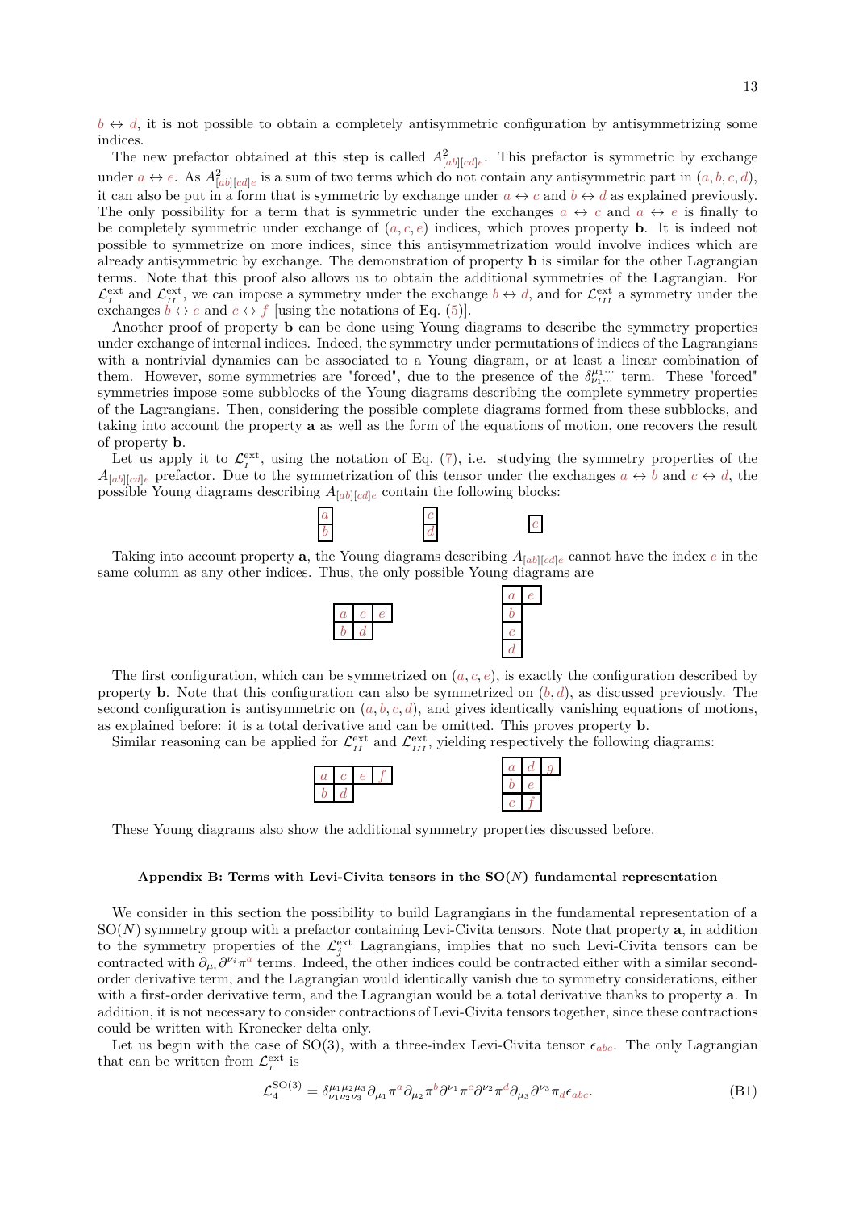$b \leftrightarrow d$, it is not possible to obtain a completely antisymmetric configuration by antisymmetrizing some indices.

The new prefactor obtained at this step is called $A^2_{[ab][cd]e}$. This prefactor is symmetric by exchange under $a \leftrightarrow e$. As $A^2_{[ab][cd]e}$ is a sum of two terms which do not contain any antisymmetric part in $(a, b, c, d)$, it can also be put in a form that is symmetric by exchange under $a \leftrightarrow c$ and $b \leftrightarrow d$ as explained previously. The only possibility for a term that is symmetric under the exchanges $a \leftrightarrow c$ and $a \leftrightarrow e$ is finally to be completely symmetric under exchange of $(a, c, e)$ indices, which proves property **b**. It is indeed not possible to symmetrize on more indices, since this antisymmetrization would involve indices which are already antisymmetric by exchange. The demonstration of property **b** is similar for the other Lagrangian terms. Note that this proof also allows us to obtain the additional symmetries of the Lagrangian. For $\mathcal{L}^{\rm ext}_{I}$ and $\mathcal{L}^{\rm ext}_{II}$, we can impose a symmetry under the exchange $b \leftrightarrow d$, and for $\mathcal{L}^{\rm ext}_{III}$ a symmetry under the exchanges $b \leftrightarrow e$ and $c \leftrightarrow f$ [using the notations of Eq. (5)].

Another proof of property **b** can be done using Young diagrams to describe the symmetry properties under exchange of internal indices. Indeed, the symmetry under permutations of indices of the Lagrangians with a nontrivial dynamics can be associated to a Young diagram, or at least a linear combination of them. However, some symmetries are "forced", due to the presence of the $\delta^{\mu_1\cdots}_{\nu_1\cdots}$ term. These "forced" symmetries impose some subblocks of the Young diagrams describing the complete symmetry properties of the Lagrangians. Then, considering the possible complete diagrams formed from these subblocks, and taking into account the property **a** as well as the form of the equations of motion, one recovers the result of property **b**.

Let us apply it to $\mathcal{L}^{\rm ext}_{I}$, using the notation of Eq. (7), i.e. studying the symmetry properties of the $A_{[ab][cd]e}$ prefactor. Due to the symmetrization of this tensor under the exchanges $a \leftrightarrow b$ and $c \leftrightarrow d$, the possible Young diagrams describing $A_{[ab][cd]e}$ contain the following blocks:

| $a$ |
| --- |
| $b$ |

| $c$ |
| --- |
| $d$ |

| $e$ |
| --- |

Taking into account property **a**, the Young diagrams describing $A_{[ab][cd]e}$ cannot have the index $e$ in the same column as any other indices. Thus, the only possible Young diagrams are

| $a$ | $c$ | $e$ |
| --- | --- | --- |
| $b$ | $d$ | |

| $a$ | $e$ |
| --- | --- |
| $b$ | |
| $c$ | |
| $d$ | |

The first configuration, which can be symmetrized on $(a, c, e)$, is exactly the configuration described by property **b**. Note that this configuration can also be symmetrized on $(b, d)$, as discussed previously. The second configuration is antisymmetric on $(a, b, c, d)$, and gives identically vanishing equations of motions, as explained before: it is a total derivative and can be omitted. This proves property **b**.

Similar reasoning can be applied for $\mathcal{L}^{\rm ext}_{II}$ and $\mathcal{L}^{\rm ext}_{III}$, yielding respectively the following diagrams:

| $a$ | $c$ | $e$ | $f$ |
| --- | --- | --- | --- |
| $b$ | $d$ | | |

| $a$ | $d$ | $g$ |
| --- | --- | --- |
| $b$ | $e$ | |
| $c$ | $f$ | |

These Young diagrams also show the additional symmetry properties discussed before.

### Appendix B: Terms with Levi-Civita tensors in the SO($N$) fundamental representation

We consider in this section the possibility to build Lagrangians in the fundamental representation of a SO($N$) symmetry group with a prefactor containing Levi-Civita tensors. Note that property **a**, in addition to the symmetry properties of the $\mathcal{L}^{\rm ext}_{j}$ Lagrangians, implies that no such Levi-Civita tensors can be contracted with $\partial_{\mu_i}\partial^{\nu_i}\pi^a$ terms. Indeed, the other indices could be contracted either with a similar second-order derivative term, and the Lagrangian would identically vanish due to symmetry considerations, either with a first-order derivative term, and the Lagrangian would be a total derivative thanks to property **a**. In addition, it is not necessary to consider contractions of Levi-Civita tensors together, since these contractions could be written with Kronecker delta only.

Let us begin with the case of SO(3), with a three-index Levi-Civita tensor $\epsilon_{abc}$. The only Lagrangian that can be written from $\mathcal{L}^{\rm ext}_{I}$ is

$$\mathcal{L}^{\rm SO(3)}_4 = \delta^{\mu_1\mu_2\mu_3}_{\nu_1\nu_2\nu_3}\partial_{\mu_1}\pi^a\partial_{\mu_2}\pi^b\partial^{\nu_1}\pi^c\partial^{\nu_2}\pi^d\partial_{\mu_3}\partial^{\nu_3}\pi_d\epsilon_{abc}. \tag{B1}$$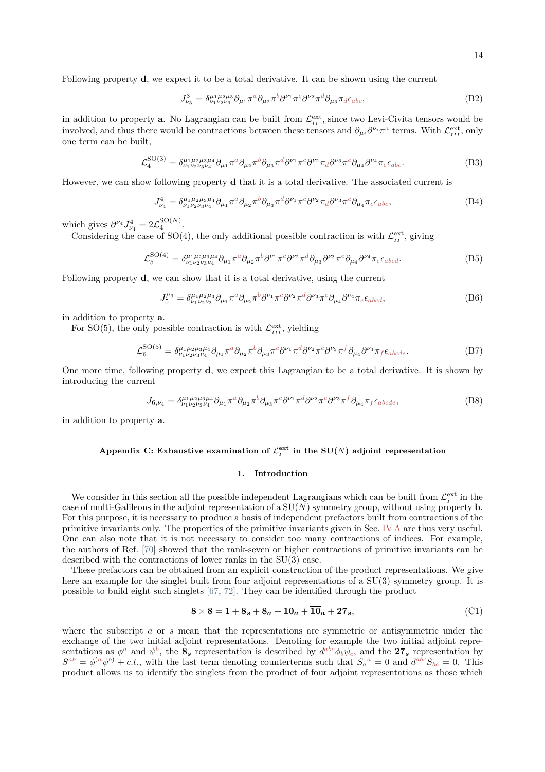Following property **d**, we expect it to be a total derivative. It can be shown using the current

$$J^3_{\nu_3} = \delta^{\mu_1\mu_2\mu_3}_{\nu_1\nu_2\nu_3}\partial_{\mu_1}\pi^a\partial_{\mu_2}\pi^b\partial^{\nu_1}\pi^c\partial^{\nu_2}\pi^d\partial_{\mu_3}\pi_d\epsilon_{abc}, \tag{B2}$$

in addition to property **a**. No Lagrangian can be built from $\mathcal{L}^{\rm ext}_{II}$, since two Levi-Civita tensors would be involved, and thus there would be contractions between these tensors and $\partial_{\mu_i}\partial^{\nu_i}\pi^a$ terms. With $\mathcal{L}^{\rm ext}_{III}$, only one term can be built,

$$\mathcal{L}^{\rm SO(3)}_4 = \delta^{\mu_1\mu_2\mu_3\mu_4}_{\nu_1\nu_2\nu_3\nu_4}\partial_{\mu_1}\pi^a\partial_{\mu_2}\pi^b\partial_{\mu_3}\pi^d\partial^{\nu_1}\pi^c\partial^{\nu_2}\pi_d\partial^{\nu_3}\pi^e\partial_{\mu_4}\partial^{\nu_4}\pi_e\epsilon_{abc}. \tag{B3}$$

However, we can show following property **d** that it is a total derivative. The associated current is

$$J^4_{\nu_4} = \delta^{\mu_1\mu_2\mu_3\mu_4}_{\nu_1\nu_2\nu_3\nu_4}\partial_{\mu_1}\pi^a\partial_{\mu_2}\pi^b\partial_{\mu_3}\pi^d\partial^{\nu_1}\pi^c\partial^{\nu_2}\pi_d\partial^{\nu_3}\pi^e\partial_{\mu_4}\pi_e\epsilon_{abc}, \tag{B4}$$

which gives $\partial^{\nu_4}J^4_{\nu_4} = 2\mathcal{L}^{\rm SO(N)}_4$.

Considering the case of SO(4), the only additional possible contraction is with $\mathcal{L}^{\rm ext}_{II}$, giving

$$\mathcal{L}^{\rm SO(4)}_5 = \delta^{\mu_1\mu_2\mu_3\mu_4}_{\nu_1\nu_2\nu_3\nu_4}\partial_{\mu_1}\pi^a\partial_{\mu_2}\pi^b\partial^{\nu_1}\pi^c\partial^{\nu_2}\pi^d\partial_{\mu_3}\partial^{\nu_3}\pi^e\partial_{\mu_4}\partial^{\nu_4}\pi_e\epsilon_{abcd}. \tag{B5}$$

Following property **d**, we can show that it is a total derivative, using the current

$$J^{\mu_3}_5 = \delta^{\mu_1\mu_2\mu_3}_{\nu_1\nu_2\nu_3}\partial_{\mu_1}\pi^a\partial_{\mu_2}\pi^b\partial^{\nu_1}\pi^c\partial^{\nu_2}\pi^d\partial^{\nu_3}\pi^e\partial_{\mu_4}\partial^{\nu_4}\pi_e\epsilon_{abcd}, \tag{B6}$$

in addition to property **a**.

For SO(5), the only possible contraction is with $\mathcal{L}^{\rm ext}_{III}$, yielding

$$\mathcal{L}^{\rm SO(5)}_6 = \delta^{\mu_1\mu_2\mu_3\mu_4}_{\nu_1\nu_2\nu_3\nu_4}\partial_{\mu_1}\pi^a\partial_{\mu_2}\pi^b\partial_{\mu_3}\pi^c\partial^{\nu_1}\pi^d\partial^{\nu_2}\pi^e\partial^{\nu_3}\pi^f\partial_{\mu_4}\partial^{\nu_4}\pi_f\epsilon_{abcde}. \tag{B7}$$

One more time, following property **d**, we expect this Lagrangian to be a total derivative. It is shown by introducing the current

$$J_{6,\nu_4} = \delta^{\mu_1\mu_2\mu_3\mu_4}_{\nu_1\nu_2\nu_3\nu_4}\partial_{\mu_1}\pi^a\partial_{\mu_2}\pi^b\partial_{\mu_3}\pi^c\partial^{\nu_1}\pi^d\partial^{\nu_2}\pi^e\partial^{\nu_3}\pi^f\partial_{\mu_4}\pi_f\epsilon_{abcde}, \tag{B8}$$

in addition to property **a**.

## Appendix C: Exhaustive examination of $\mathcal{L}^{\rm ext}_I$ in the SU($N$) adjoint representation

### 1. Introduction

We consider in this section all the possible independent Lagrangians which can be built from $\mathcal{L}^{\rm ext}_I$ in the case of multi-Galileons in the adjoint representation of a SU($N$) symmetry group, without using property **b**. For this purpose, it is necessary to produce a basis of independent prefactors built from contractions of the primitive invariants only. The properties of the primitive invariants given in Sec. IV A are thus very useful. One can also note that it is not necessary to consider too many contractions of indices. For example, the authors of Ref. [70] showed that the rank-seven or higher contractions of primitive invariants can be described with the contractions of lower ranks in the SU(3) case.

These prefactors can be obtained from an explicit construction of the product representations. We give here an example for the singlet built from four adjoint representations of a SU(3) symmetry group. It is possible to build eight such singlets [67, 72]. They can be identified through the product

$$\mathbf{8}\times\mathbf{8} = \mathbf{1} + \mathbf{8_s} + \mathbf{8_a} + \mathbf{10_a} + \overline{\mathbf{10}}_{\boldsymbol{a}} + \mathbf{27_s}, \tag{C1}$$

where the subscript $a$ or $s$ mean that the representations are symmetric or antisymmetric under the exchange of the two initial adjoint representations. Denoting for example the two initial adjoint representations as $\phi^a$ and $\psi^b$, the $\mathbf{8_s}$ representation is described by $d^{abc}\phi_b\psi_c$, and the $\mathbf{27_s}$ representation by $S^{ab} = \phi^{(a}\psi^{b)} + c.t.$, with the last term denoting counterterms such that $S_a{}^a = 0$ and $d^{abc}S_{bc} = 0$. This product allows us to identify the singlets from the product of four adjoint representations as those which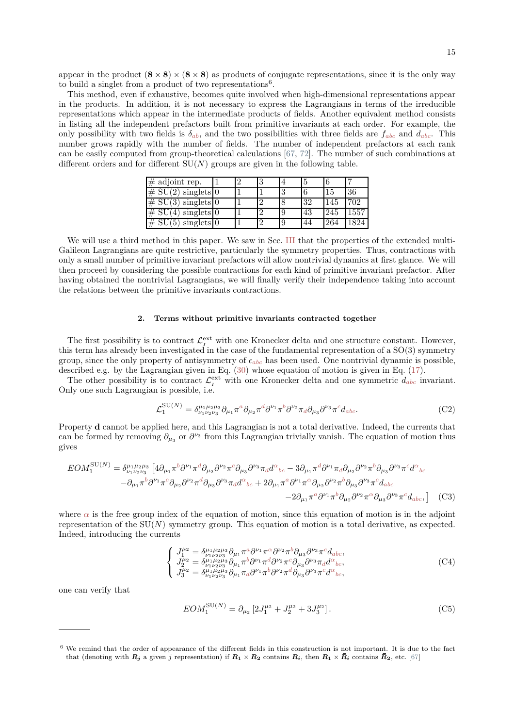appear in the product $(\mathbf{8}\times\mathbf{8})\times(\mathbf{8}\times\mathbf{8})$ as products of conjugate representations, since it is the only way to build a singlet from a product of two representations[6].

This method, even if exhaustive, becomes quite involved when high-dimensional representations appear in the products. In addition, it is not necessary to express the Lagrangians in terms of the irreducible representations which appear in the intermediate products of fields. Another equivalent method consists in listing all the independent prefactors built from primitive invariants at each order. For example, the only possibility with two fields is $\delta_{ab}$, and the two possibilities with three fields are $f_{abc}$ and $d_{abc}$. This number grows rapidly with the number of fields. The number of independent prefactors at each rank can be easily computed from group-theoretical calculations [67, 72]. The number of such combinations at different orders and for different SU$(N)$ groups are given in the following table.

| # adjoint rep. | 1 | 2 | 3 | 4 | 5 | 6 | 7 |
|---|---|---|---|---|---|---|---|
| # SU(2) singlets | 0 | 1 | 1 | 3 | 6 | 15 | 36 |
| # SU(3) singlets | 0 | 1 | 2 | 8 | 32 | 145 | 702 |
| # SU(4) singlets | 0 | 1 | 2 | 9 | 43 | 245 | 1557 |
| # SU(5) singlets | 0 | 1 | 2 | 9 | 44 | 264 | 1824 |

We will use a third method in this paper. We saw in Sec. III that the properties of the extended multi-Galileon Lagrangians are quite restrictive, particularly the symmetry properties. Thus, contractions with only a small number of primitive invariant prefactors will allow nontrivial dynamics at first glance. We will then proceed by considering the possible contractions for each kind of primitive invariant prefactor. After having obtained the nontrivial Lagrangians, we will finally verify their independence taking into account the relations between the primitive invariants contractions.

### 2. Terms without primitive invariants contracted together

The first possibility is to contract $\mathcal{L}_{I}^{\text{ext}}$ with one Kronecker delta and one structure constant. However, this term has already been investigated in the case of the fundamental representation of a SO(3) symmetry group, since the only property of antisymmetry of $\epsilon_{abc}$ has been used. One nontrivial dynamic is possible, described e.g. by the Lagrangian given in Eq. (30) whose equation of motion is given in Eq. (17).

The other possibility is to contract $\mathcal{L}_{I}^{\text{ext}}$ with one Kronecker delta and one symmetric $d_{abc}$ invariant. Only one such Lagrangian is possible, i.e.

$$\mathcal{L}_1^{\text{SU}(N)} = \delta^{\mu_1\mu_2\mu_3}_{\nu_1\nu_2\nu_3}\partial_{\mu_1}\pi^a\partial_{\mu_2}\pi^d\partial^{\nu_1}\pi^b\partial^{\nu_2}\pi_d\partial_{\mu_3}\partial^{\nu_3}\pi^c d_{abc}. \tag{C2}$$

Property **d** cannot be applied here, and this Lagrangian is not a total derivative. Indeed, the currents that can be formed by removing $\partial_{\mu_3}$ or $\partial^{\nu_3}$ from this Lagrangian trivially vanish. The equation of motion thus gives

$$\begin{aligned}
EOM_1^{\text{SU}(N)} = \delta^{\mu_1\mu_2\mu_3}_{\nu_1\nu_2\nu_3}\big[&4\partial_{\mu_1}\pi^b\partial^{\nu_1}\pi^d\partial_{\mu_2}\partial^{\nu_2}\pi^c\partial_{\mu_3}\partial^{\nu_3}\pi_d d^{\alpha}{}_{bc} - 3\partial_{\mu_1}\pi^d\partial^{\nu_1}\pi_d\partial_{\mu_2}\partial^{\nu_2}\pi^b\partial_{\mu_3}\partial^{\nu_3}\pi^c d^{\alpha}{}_{bc} \\
&-\partial_{\mu_1}\pi^b\partial^{\nu_1}\pi^c\partial_{\mu_2}\partial^{\nu_2}\pi^d\partial_{\mu_3}\partial^{\nu_3}\pi_d d^{\alpha}{}_{bc} + 2\partial_{\mu_1}\pi^a\partial^{\nu_1}\pi^{\alpha}\partial_{\mu_2}\partial^{\nu_2}\pi^b\partial_{\mu_3}\partial^{\nu_3}\pi^c d_{abc} \\
&-2\partial_{\mu_1}\pi^a\partial^{\nu_1}\pi^b\partial_{\mu_2}\partial^{\nu_2}\pi^{\alpha}\partial_{\mu_3}\partial^{\nu_3}\pi^c d_{abc},\big]
\end{aligned} \tag{C3}$$

where $\alpha$ is the free group index of the equation of motion, since this equation of motion is in the adjoint representation of the SU$(N)$ symmetry group. This equation of motion is a total derivative, as expected. Indeed, introducing the currents

$$\begin{cases}
J_1^{\mu_2} = \delta^{\mu_1\mu_2\mu_3}_{\nu_1\nu_2\nu_3}\partial_{\mu_1}\pi^a\partial^{\nu_1}\pi^{\alpha}\partial^{\nu_2}\pi^b\partial_{\mu_3}\partial^{\nu_3}\pi^c d_{abc}, \\
J_2^{\mu_2} = \delta^{\mu_1\mu_2\mu_3}_{\nu_1\nu_2\nu_3}\partial_{\mu_1}\pi^b\partial^{\nu_1}\pi^d\partial^{\nu_2}\pi^c\partial_{\mu_3}\partial^{\nu_3}\pi_d d^{\alpha}{}_{bc}, \\
J_3^{\mu_2} = \delta^{\mu_1\mu_2\mu_3}_{\nu_1\nu_2\nu_3}\partial_{\mu_1}\pi_d\partial^{\nu_1}\pi^b\partial^{\nu_2}\pi^d\partial_{\mu_3}\partial^{\nu_3}\pi^c d^{\alpha}{}_{bc},
\end{cases} \tag{C4}$$

one can verify that

$$EOM_1^{\text{SU}(N)} = \partial_{\mu_2}\left[2J_1^{\mu_2} + J_2^{\mu_2} + 3J_3^{\mu_2}\right]. \tag{C5}$$

---

[6] We remind that the order of appearance of the different fields in this construction is not important. It is due to the fact that (denoting with $\boldsymbol{R_j}$ a given $j$ representation) if $\boldsymbol{R_1}\times\boldsymbol{R_2}$ contains $\boldsymbol{R_i}$, then $\boldsymbol{R_1}\times\bar{\boldsymbol{R}}_{\boldsymbol{i}}$ contains $\bar{\boldsymbol{R}}_{\boldsymbol{2}}$, etc. [67]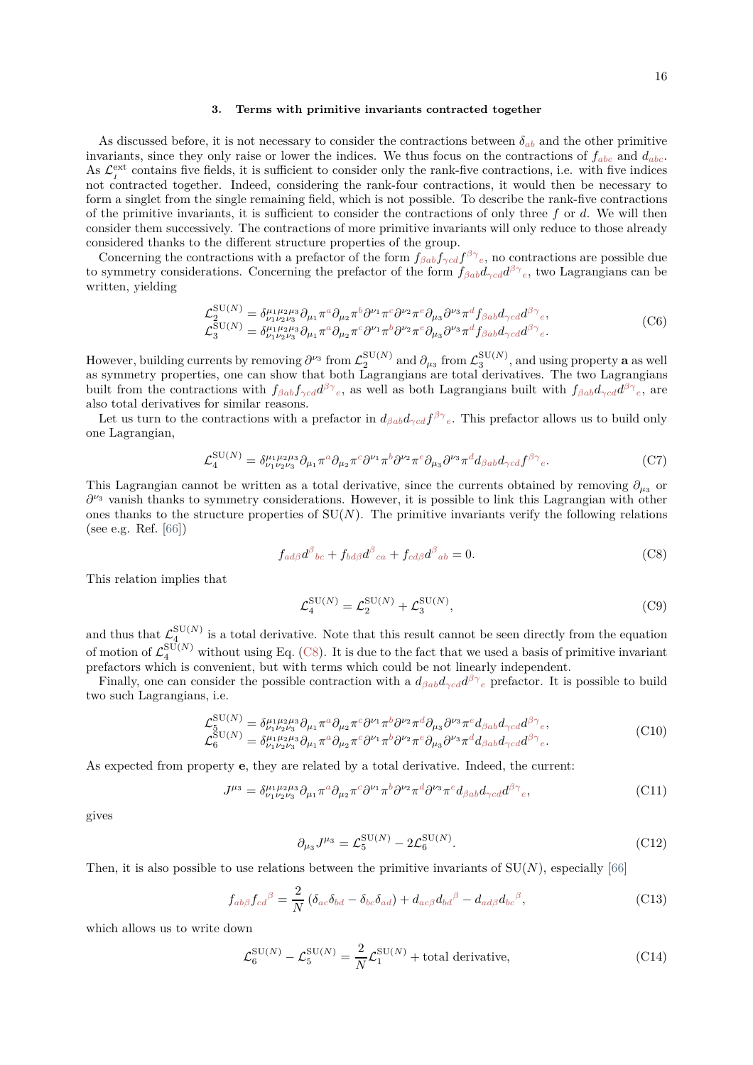### 3. Terms with primitive invariants contracted together

As discussed before, it is not necessary to consider the contractions between $\delta_{ab}$ and the other primitive invariants, since they only raise or lower the indices. We thus focus on the contractions of $f_{abc}$ and $d_{abc}$. As $\mathcal{L}_I^{\text{ext}}$ contains five fields, it is sufficient to consider only the rank-five contractions, i.e. with five indices not contracted together. Indeed, considering the rank-four contractions, it would then be necessary to form a singlet from the single remaining field, which is not possible. To describe the rank-five contractions of the primitive invariants, it is sufficient to consider the contractions of only three $f$ or $d$. We will then consider them successively. The contractions of more primitive invariants will only reduce to those already considered thanks to the different structure properties of the group.

Concerning the contractions with a prefactor of the form $f_{\beta ab} f_{\gamma cd} f^{\beta\gamma}{}_e$, no contractions are possible due to symmetry considerations. Concerning the prefactor of the form $f_{\beta ab} d_{\gamma cd} d^{\beta\gamma}{}_e$, two Lagrangians can be written, yielding

$$
\begin{aligned}
\mathcal{L}_2^{\mathrm{SU}(N)} &= \delta^{\mu_1\mu_2\mu_3}_{\nu_1\nu_2\nu_3} \partial_{\mu_1}\pi^a \partial_{\mu_2}\pi^b \partial^{\nu_1}\pi^c \partial^{\nu_2}\pi^e \partial_{\mu_3}\partial^{\nu_3}\pi^d f_{\beta ab} d_{\gamma cd} d^{\beta\gamma}{}_e, \\
\mathcal{L}_3^{\mathrm{SU}(N)} &= \delta^{\mu_1\mu_2\mu_3}_{\nu_1\nu_2\nu_3} \partial_{\mu_1}\pi^a \partial_{\mu_2}\pi^c \partial^{\nu_1}\pi^b \partial^{\nu_2}\pi^e \partial_{\mu_3}\partial^{\nu_3}\pi^d f_{\beta ab} d_{\gamma cd} d^{\beta\gamma}{}_e.
\end{aligned}
\tag{C6}
$$

However, building currents by removing $\partial^{\nu_3}$ from $\mathcal{L}_2^{\mathrm{SU}(N)}$ and $\partial_{\mu_3}$ from $\mathcal{L}_3^{\mathrm{SU}(N)}$, and using property **a** as well as symmetry properties, one can show that both Lagrangians are total derivatives. The two Lagrangians built from the contractions with $f_{\beta ab} f_{\gamma cd} d^{\beta\gamma}{}_e$, as well as both Lagrangians built with $f_{\beta ab} d_{\gamma cd} d^{\beta\gamma}{}_e$, are also total derivatives for similar reasons.

Let us turn to the contractions with a prefactor in $d_{\beta ab} d_{\gamma cd} f^{\beta\gamma}{}_e$. This prefactor allows us to build only one Lagrangian,

$$
\mathcal{L}_4^{\mathrm{SU}(N)} = \delta^{\mu_1\mu_2\mu_3}_{\nu_1\nu_2\nu_3} \partial_{\mu_1}\pi^a \partial_{\mu_2}\pi^c \partial^{\nu_1}\pi^b \partial^{\nu_2}\pi^e \partial_{\mu_3}\partial^{\nu_3}\pi^d d_{\beta ab} d_{\gamma cd} f^{\beta\gamma}{}_e.
\tag{C7}
$$

This Lagrangian cannot be written as a total derivative, since the currents obtained by removing $\partial_{\mu_3}$ or $\partial^{\nu_3}$ vanish thanks to symmetry considerations. However, it is possible to link this Lagrangian with other ones thanks to the structure properties of SU($N$). The primitive invariants verify the following relations (see e.g. Ref. [66])

$$
f_{ad\beta} d^{\beta}{}_{bc} + f_{bd\beta} d^{\beta}{}_{ca} + f_{cd\beta} d^{\beta}{}_{ab} = 0.
\tag{C8}
$$

This relation implies that

$$
\mathcal{L}_4^{\mathrm{SU}(N)} = \mathcal{L}_2^{\mathrm{SU}(N)} + \mathcal{L}_3^{\mathrm{SU}(N)},
\tag{C9}
$$

and thus that $\mathcal{L}_4^{\mathrm{SU}(N)}$ is a total derivative. Note that this result cannot be seen directly from the equation of motion of $\mathcal{L}_4^{\mathrm{SU}(N)}$ without using Eq. (C8). It is due to the fact that we used a basis of primitive invariant prefactors which is convenient, but with terms which could be not linearly independent.

Finally, one can consider the possible contraction with a $d_{\beta ab} d_{\gamma cd} d^{\beta\gamma}{}_e$ prefactor. It is possible to build two such Lagrangians, i.e.

$$
\begin{aligned}
\mathcal{L}_5^{\mathrm{SU}(N)} &= \delta^{\mu_1\mu_2\mu_3}_{\nu_1\nu_2\nu_3} \partial_{\mu_1}\pi^a \partial_{\mu_2}\pi^c \partial^{\nu_1}\pi^b \partial^{\nu_2}\pi^d \partial_{\mu_3}\partial^{\nu_3}\pi^e d_{\beta ab} d_{\gamma cd} d^{\beta\gamma}{}_e, \\
\mathcal{L}_6^{\mathrm{SU}(N)} &= \delta^{\mu_1\mu_2\mu_3}_{\nu_1\nu_2\nu_3} \partial_{\mu_1}\pi^a \partial_{\mu_2}\pi^c \partial^{\nu_1}\pi^b \partial^{\nu_2}\pi^e \partial_{\mu_3}\partial^{\nu_3}\pi^d d_{\beta ab} d_{\gamma cd} d^{\beta\gamma}{}_e.
\end{aligned}
\tag{C10}
$$

As expected from property **e**, they are related by a total derivative. Indeed, the current:

$$
J^{\mu_3} = \delta^{\mu_1\mu_2\mu_3}_{\nu_1\nu_2\nu_3} \partial_{\mu_1}\pi^a \partial_{\mu_2}\pi^c \partial^{\nu_1}\pi^b \partial^{\nu_2}\pi^d \partial^{\nu_3}\pi^e d_{\beta ab} d_{\gamma cd} d^{\beta\gamma}{}_e,
\tag{C11}
$$

gives

$$
\partial_{\mu_3} J^{\mu_3} = \mathcal{L}_5^{\mathrm{SU}(N)} - 2\mathcal{L}_6^{\mathrm{SU}(N)}.
\tag{C12}
$$

Then, it is also possible to use relations between the primitive invariants of SU($N$), especially [66]

$$
f_{ab\beta} f_{cd}{}^{\beta} = \frac{2}{N}\left(\delta_{ac}\delta_{bd} - \delta_{bc}\delta_{ad}\right) + d_{ac\beta} d_{bd}{}^{\beta} - d_{ad\beta} d_{bc}{}^{\beta},
\tag{C13}
$$

which allows us to write down

$$
\mathcal{L}_6^{\mathrm{SU}(N)} - \mathcal{L}_5^{\mathrm{SU}(N)} = \frac{2}{N}\mathcal{L}_1^{\mathrm{SU}(N)} + \text{total derivative},
\tag{C14}
$$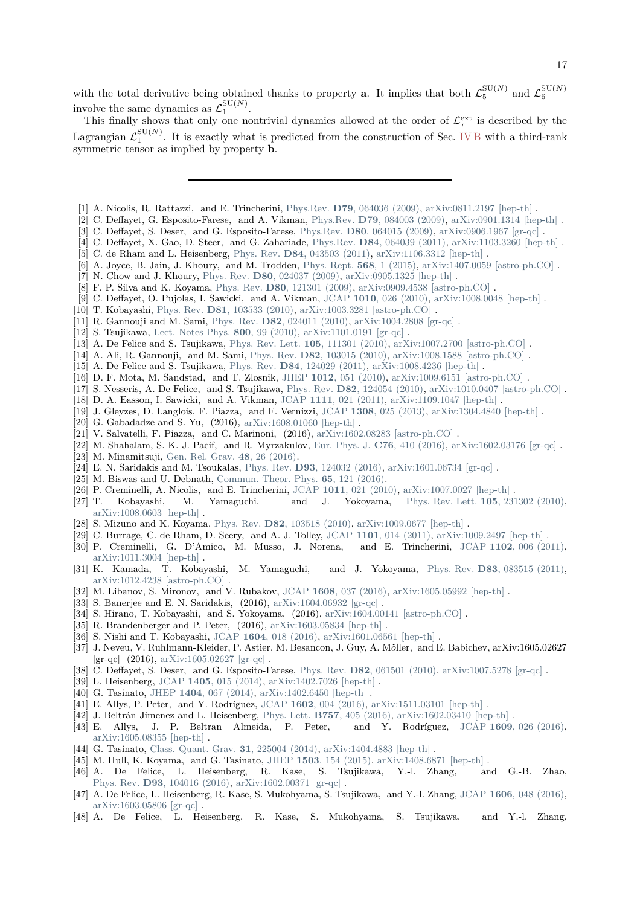with the total derivative being obtained thanks to property **a**. It implies that both $\mathcal{L}_5^{\mathrm{SU}(N)}$ and $\mathcal{L}_6^{\mathrm{SU}(N)}$ involve the same dynamics as $\mathcal{L}_1^{\mathrm{SU}(N)}$.

This finally shows that only one nontrivial dynamics allowed at the order of $\mathcal{L}_l^{\mathrm{ext}}$ is described by the Lagrangian $\mathcal{L}_1^{\mathrm{SU}(N)}$. It is exactly what is predicted from the construction of Sec. IV B with a third-rank symmetric tensor as implied by property **b**.

---

[1] A. Nicolis, R. Rattazzi, and E. Trincherini, Phys.Rev. **D79**, 064036 (2009), arXiv:0811.2197 [hep-th] .
[2] C. Deffayet, G. Esposito-Farese, and A. Vikman, Phys.Rev. **D79**, 084003 (2009), arXiv:0901.1314 [hep-th] .
[3] C. Deffayet, S. Deser, and G. Esposito-Farese, Phys.Rev. **D80**, 064015 (2009), arXiv:0906.1967 [gr-qc] .
[4] C. Deffayet, X. Gao, D. Steer, and G. Zahariade, Phys.Rev. **D84**, 064039 (2011), arXiv:1103.3260 [hep-th] .
[5] C. de Rham and L. Heisenberg, Phys. Rev. **D84**, 043503 (2011), arXiv:1106.3312 [hep-th] .
[6] A. Joyce, B. Jain, J. Khoury, and M. Trodden, Phys. Rept. **568**, 1 (2015), arXiv:1407.0059 [astro-ph.CO] .
[7] N. Chow and J. Khoury, Phys. Rev. **D80**, 024037 (2009), arXiv:0905.1325 [hep-th] .
[8] F. P. Silva and K. Koyama, Phys. Rev. **D80**, 121301 (2009), arXiv:0909.4538 [astro-ph.CO] .
[9] C. Deffayet, O. Pujolas, I. Sawicki, and A. Vikman, JCAP **1010**, 026 (2010), arXiv:1008.0048 [hep-th] .
[10] T. Kobayashi, Phys. Rev. **D81**, 103533 (2010), arXiv:1003.3281 [astro-ph.CO] .
[11] R. Gannouji and M. Sami, Phys. Rev. **D82**, 024011 (2010), arXiv:1004.2808 [gr-qc] .
[12] S. Tsujikawa, Lect. Notes Phys. **800**, 99 (2010), arXiv:1101.0191 [gr-qc] .
[13] A. De Felice and S. Tsujikawa, Phys. Rev. Lett. **105**, 111301 (2010), arXiv:1007.2700 [astro-ph.CO] .
[14] A. Ali, R. Gannouji, and M. Sami, Phys. Rev. **D82**, 103015 (2010), arXiv:1008.1588 [astro-ph.CO] .
[15] A. De Felice and S. Tsujikawa, Phys. Rev. **D84**, 124029 (2011), arXiv:1008.4236 [hep-th] .
[16] D. F. Mota, M. Sandstad, and T. Zlosnik, JHEP **1012**, 051 (2010), arXiv:1009.6151 [astro-ph.CO] .
[17] S. Nesseris, A. De Felice, and S. Tsujikawa, Phys. Rev. **D82**, 124054 (2010), arXiv:1010.0407 [astro-ph.CO] .
[18] D. A. Easson, I. Sawicki, and A. Vikman, JCAP **1111**, 021 (2011), arXiv:1109.1047 [hep-th] .
[19] J. Gleyzes, D. Langlois, F. Piazza, and F. Vernizzi, JCAP **1308**, 025 (2013), arXiv:1304.4840 [hep-th] .
[20] G. Gabadadze and S. Yu, (2016), arXiv:1608.01060 [hep-th] .
[21] V. Salvatelli, F. Piazza, and C. Marinoni, (2016), arXiv:1602.08283 [astro-ph.CO] .
[22] M. Shahalam, S. K. J. Pacif, and R. Myrzakulov, Eur. Phys. J. **C76**, 410 (2016), arXiv:1602.03176 [gr-qc] .
[23] M. Minamitsuji, Gen. Rel. Grav. **48**, 26 (2016).
[24] E. N. Saridakis and M. Tsoukalas, Phys. Rev. **D93**, 124032 (2016), arXiv:1601.06734 [gr-qc] .
[25] M. Biswas and U. Debnath, Commun. Theor. Phys. **65**, 121 (2016).
[26] P. Creminelli, A. Nicolis, and E. Trincherini, JCAP **1011**, 021 (2010), arXiv:1007.0027 [hep-th] .
[27] T. Kobayashi, M. Yamaguchi, and J. Yokoyama, Phys. Rev. Lett. **105**, 231302 (2010), arXiv:1008.0603 [hep-th] .
[28] S. Mizuno and K. Koyama, Phys. Rev. **D82**, 103518 (2010), arXiv:1009.0677 [hep-th] .
[29] C. Burrage, C. de Rham, D. Seery, and A. J. Tolley, JCAP **1101**, 014 (2011), arXiv:1009.2497 [hep-th] .
[30] P. Creminelli, G. D'Amico, M. Musso, J. Norena, and E. Trincherini, JCAP **1102**, 006 (2011), arXiv:1011.3004 [hep-th] .
[31] K. Kamada, T. Kobayashi, M. Yamaguchi, and J. Yokoyama, Phys. Rev. **D83**, 083515 (2011), arXiv:1012.4238 [astro-ph.CO] .
[32] M. Libanov, S. Mironov, and V. Rubakov, JCAP **1608**, 037 (2016), arXiv:1605.05992 [hep-th] .
[33] S. Banerjee and E. N. Saridakis, (2016), arXiv:1604.06932 [gr-qc] .
[34] S. Hirano, T. Kobayashi, and S. Yokoyama, (2016), arXiv:1604.00141 [astro-ph.CO] .
[35] R. Brandenberger and P. Peter, (2016), arXiv:1603.05834 [hep-th] .
[36] S. Nishi and T. Kobayashi, JCAP **1604**, 018 (2016), arXiv:1601.06561 [hep-th] .
[37] J. Neveu, V. Ruhlmann-Kleider, P. Astier, M. Besancon, J. Guy, A. Möller, and E. Babichev, arXiv:1605.02627 [gr-qc] (2016), arXiv:1605.02627 [gr-qc] .
[38] C. Deffayet, S. Deser, and G. Esposito-Farese, Phys. Rev. **D82**, 061501 (2010), arXiv:1007.5278 [gr-qc] .
[39] L. Heisenberg, JCAP **1405**, 015 (2014), arXiv:1402.7026 [hep-th] .
[40] G. Tasinato, JHEP **1404**, 067 (2014), arXiv:1402.6450 [hep-th] .
[41] E. Allys, P. Peter, and Y. Rodríguez, JCAP **1602**, 004 (2016), arXiv:1511.03101 [hep-th] .
[42] J. Beltrán Jimenez and L. Heisenberg, Phys. Lett. **B757**, 405 (2016), arXiv:1602.03410 [hep-th] .
[43] E. Allys, J. P. Beltran Almeida, P. Peter, and Y. Rodríguez, JCAP **1609**, 026 (2016), arXiv:1605.08355 [hep-th] .
[44] G. Tasinato, Class. Quant. Grav. **31**, 225004 (2014), arXiv:1404.4883 [hep-th] .
[45] M. Hull, K. Koyama, and G. Tasinato, JHEP **1503**, 154 (2015), arXiv:1408.6871 [hep-th] .
[46] A. De Felice, L. Heisenberg, R. Kase, S. Tsujikawa, Y.-l. Zhang, and G.-B. Zhao, Phys. Rev. **D93**, 104016 (2016), arXiv:1602.00371 [gr-qc] .
[47] A. De Felice, L. Heisenberg, R. Kase, S. Mukohyama, S. Tsujikawa, and Y.-l. Zhang, JCAP **1606**, 048 (2016), arXiv:1603.05806 [gr-qc] .
[48] A. De Felice, L. Heisenberg, R. Kase, S. Mukohyama, S. Tsujikawa, and Y.-l. Zhang,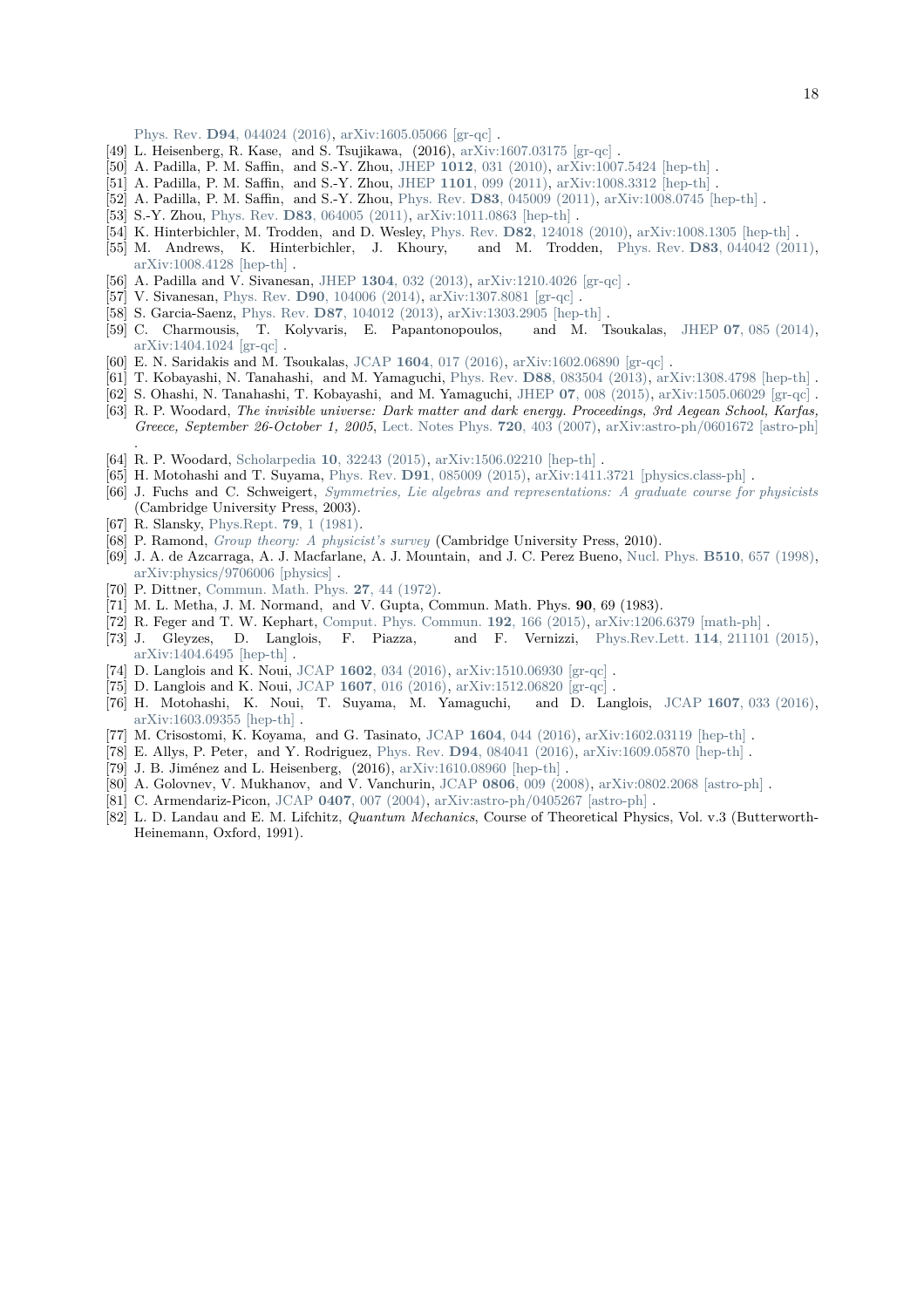Phys. Rev. **D94**, 044024 (2016), arXiv:1605.05066 [gr-qc] .

[49] L. Heisenberg, R. Kase, and S. Tsujikawa, (2016), arXiv:1607.03175 [gr-qc] .

[50] A. Padilla, P. M. Saffin, and S.-Y. Zhou, JHEP **1012**, 031 (2010), arXiv:1007.5424 [hep-th] .

[51] A. Padilla, P. M. Saffin, and S.-Y. Zhou, JHEP **1101**, 099 (2011), arXiv:1008.3312 [hep-th] .

[52] A. Padilla, P. M. Saffin, and S.-Y. Zhou, Phys. Rev. **D83**, 045009 (2011), arXiv:1008.0745 [hep-th] .

[53] S.-Y. Zhou, Phys. Rev. **D83**, 064005 (2011), arXiv:1011.0863 [hep-th] .

[54] K. Hinterbichler, M. Trodden, and D. Wesley, Phys. Rev. **D82**, 124018 (2010), arXiv:1008.1305 [hep-th] .

[55] M. Andrews, K. Hinterbichler, J. Khoury, and M. Trodden, Phys. Rev. **D83**, 044042 (2011), arXiv:1008.4128 [hep-th] .

[56] A. Padilla and V. Sivanesan, JHEP **1304**, 032 (2013), arXiv:1210.4026 [gr-qc] .

[57] V. Sivanesan, Phys. Rev. **D90**, 104006 (2014), arXiv:1307.8081 [gr-qc] .

[58] S. Garcia-Saenz, Phys. Rev. **D87**, 104012 (2013), arXiv:1303.2905 [hep-th] .

[59] C. Charmousis, T. Kolyvaris, E. Papantonopoulos, and M. Tsoukalas, JHEP **07**, 085 (2014), arXiv:1404.1024 [gr-qc] .

[60] E. N. Saridakis and M. Tsoukalas, JCAP **1604**, 017 (2016), arXiv:1602.06890 [gr-qc] .

[61] T. Kobayashi, N. Tanahashi, and M. Yamaguchi, Phys. Rev. **D88**, 083504 (2013), arXiv:1308.4798 [hep-th] .

[62] S. Ohashi, N. Tanahashi, T. Kobayashi, and M. Yamaguchi, JHEP **07**, 008 (2015), arXiv:1505.06029 [gr-qc] .

[63] R. P. Woodard, *The invisible universe: Dark matter and dark energy. Proceedings, 3rd Aegean School, Karfas, Greece, September 26-October 1, 2005*, Lect. Notes Phys. **720**, 403 (2007), arXiv:astro-ph/0601672 [astro-ph] .

[64] R. P. Woodard, Scholarpedia **10**, 32243 (2015), arXiv:1506.02210 [hep-th] .

[65] H. Motohashi and T. Suyama, Phys. Rev. **D91**, 085009 (2015), arXiv:1411.3721 [physics.class-ph] .

[66] J. Fuchs and C. Schweigert, *Symmetries, Lie algebras and representations: A graduate course for physicists* (Cambridge University Press, 2003).

[67] R. Slansky, Phys.Rept. **79**, 1 (1981).

[68] P. Ramond, *Group theory: A physicist's survey* (Cambridge University Press, 2010).

[69] J. A. de Azcarraga, A. J. Macfarlane, A. J. Mountain, and J. C. Perez Bueno, Nucl. Phys. **B510**, 657 (1998), arXiv:physics/9706006 [physics] .

[70] P. Dittner, Commun. Math. Phys. **27**, 44 (1972).

[71] M. L. Metha, J. M. Normand, and V. Gupta, Commun. Math. Phys. **90**, 69 (1983).

[72] R. Feger and T. W. Kephart, Comput. Phys. Commun. **192**, 166 (2015), arXiv:1206.6379 [math-ph] .

[73] J. Gleyzes, D. Langlois, F. Piazza, and F. Vernizzi, Phys.Rev.Lett. **114**, 211101 (2015), arXiv:1404.6495 [hep-th] .

[74] D. Langlois and K. Noui, JCAP **1602**, 034 (2016), arXiv:1510.06930 [gr-qc] .

[75] D. Langlois and K. Noui, JCAP **1607**, 016 (2016), arXiv:1512.06820 [gr-qc] .

[76] H. Motohashi, K. Noui, T. Suyama, M. Yamaguchi, and D. Langlois, JCAP **1607**, 033 (2016), arXiv:1603.09355 [hep-th] .

[77] M. Crisostomi, K. Koyama, and G. Tasinato, JCAP **1604**, 044 (2016), arXiv:1602.03119 [hep-th] .

[78] E. Allys, P. Peter, and Y. Rodriguez, Phys. Rev. **D94**, 084041 (2016), arXiv:1609.05870 [hep-th] .

[79] J. B. Jiménez and L. Heisenberg, (2016), arXiv:1610.08960 [hep-th] .

[80] A. Golovnev, V. Mukhanov, and V. Vanchurin, JCAP **0806**, 009 (2008), arXiv:0802.2068 [astro-ph] .

[81] C. Armendariz-Picon, JCAP **0407**, 007 (2004), arXiv:astro-ph/0405267 [astro-ph] .

[82] L. D. Landau and E. M. Lifchitz, *Quantum Mechanics*, Course of Theoretical Physics, Vol. v.3 (Butterworth-Heinemann, Oxford, 1991).